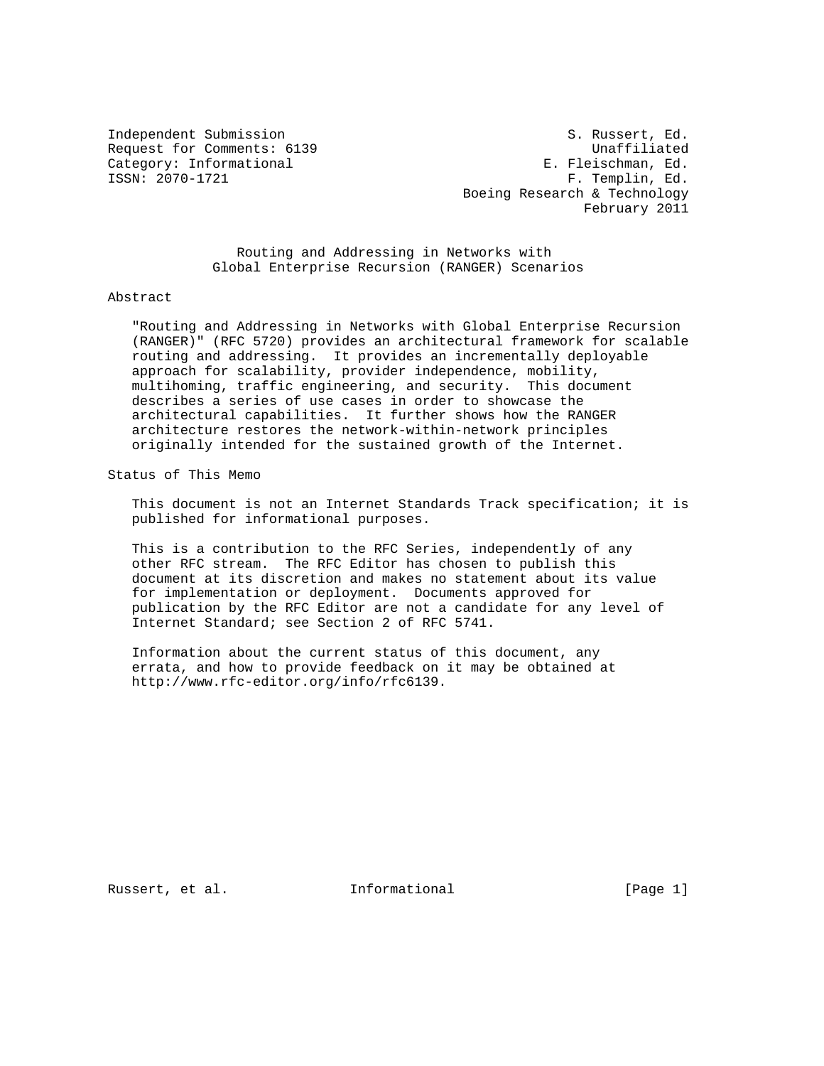Independent Submission S. Russert, Ed.
Request for Comments: 6139 Unaffiliated
Category: Informational E. Fleischman, Ed.
ISSN: 2070-1721 F. Templin, Ed.
Boeing Research & Technology
February 2011

# Routing and Addressing in Networks with Global Enterprise Recursion (RANGER) Scenarios

## Abstract

"Routing and Addressing in Networks with Global Enterprise Recursion (RANGER)" (RFC 5720) provides an architectural framework for scalable routing and addressing. It provides an incrementally deployable approach for scalability, provider independence, mobility, multihoming, traffic engineering, and security. This document describes a series of use cases in order to showcase the architectural capabilities. It further shows how the RANGER architecture restores the network-within-network principles originally intended for the sustained growth of the Internet.

## Status of This Memo

This document is not an Internet Standards Track specification; it is published for informational purposes.

This is a contribution to the RFC Series, independently of any other RFC stream. The RFC Editor has chosen to publish this document at its discretion and makes no statement about its value for implementation or deployment. Documents approved for publication by the RFC Editor are not a candidate for any level of Internet Standard; see Section 2 of RFC 5741.

Information about the current status of this document, any errata, and how to provide feedback on it may be obtained at http://www.rfc-editor.org/info/rfc6139.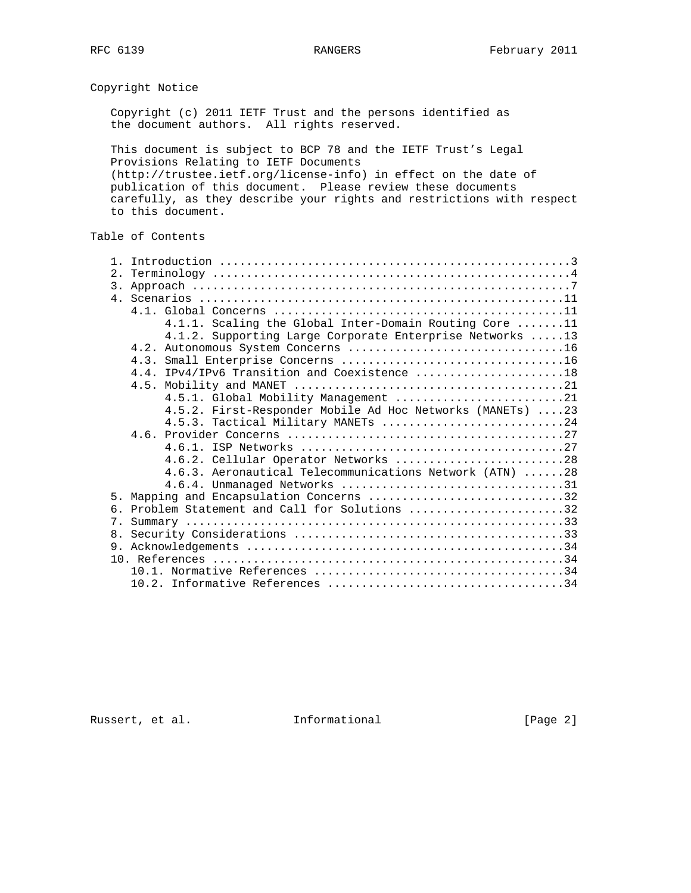## Copyright Notice

Copyright (c) 2011 IETF Trust and the persons identified as the document authors. All rights reserved.

This document is subject to BCP 78 and the IETF Trust's Legal Provisions Relating to IETF Documents (http://trustee.ietf.org/license-info) in effect on the date of publication of this document. Please review these documents carefully, as they describe your rights and restrictions with respect to this document.

## Table of Contents

```
   1. Introduction ....................................................3
   2. Terminology .....................................................4
   3. Approach ........................................................7
   4. Scenarios ......................................................11
      4.1. Global Concerns ...........................................11
           4.1.1. Scaling the Global Inter-Domain Routing Core .......11
           4.1.2. Supporting Large Corporate Enterprise Networks .....13
      4.2. Autonomous System Concerns ................................16
      4.3. Small Enterprise Concerns .................................16
      4.4. IPv4/IPv6 Transition and Coexistence ......................18
      4.5. Mobility and MANET ........................................21
           4.5.1. Global Mobility Management .........................21
           4.5.2. First-Responder Mobile Ad Hoc Networks (MANETs) ....23
           4.5.3. Tactical Military MANETs ...........................24
      4.6. Provider Concerns .........................................27
           4.6.1. ISP Networks .......................................27
           4.6.2. Cellular Operator Networks .........................28
           4.6.3. Aeronautical Telecommunications Network (ATN) ......28
           4.6.4. Unmanaged Networks .................................31
   5. Mapping and Encapsulation Concerns .............................32
   6. Problem Statement and Call for Solutions .......................32
   7. Summary ........................................................33
   8. Security Considerations ........................................33
   9. Acknowledgements ...............................................34
   10. References ....................................................34
      10.1. Normative References .....................................34
      10.2. Informative References ...................................34
```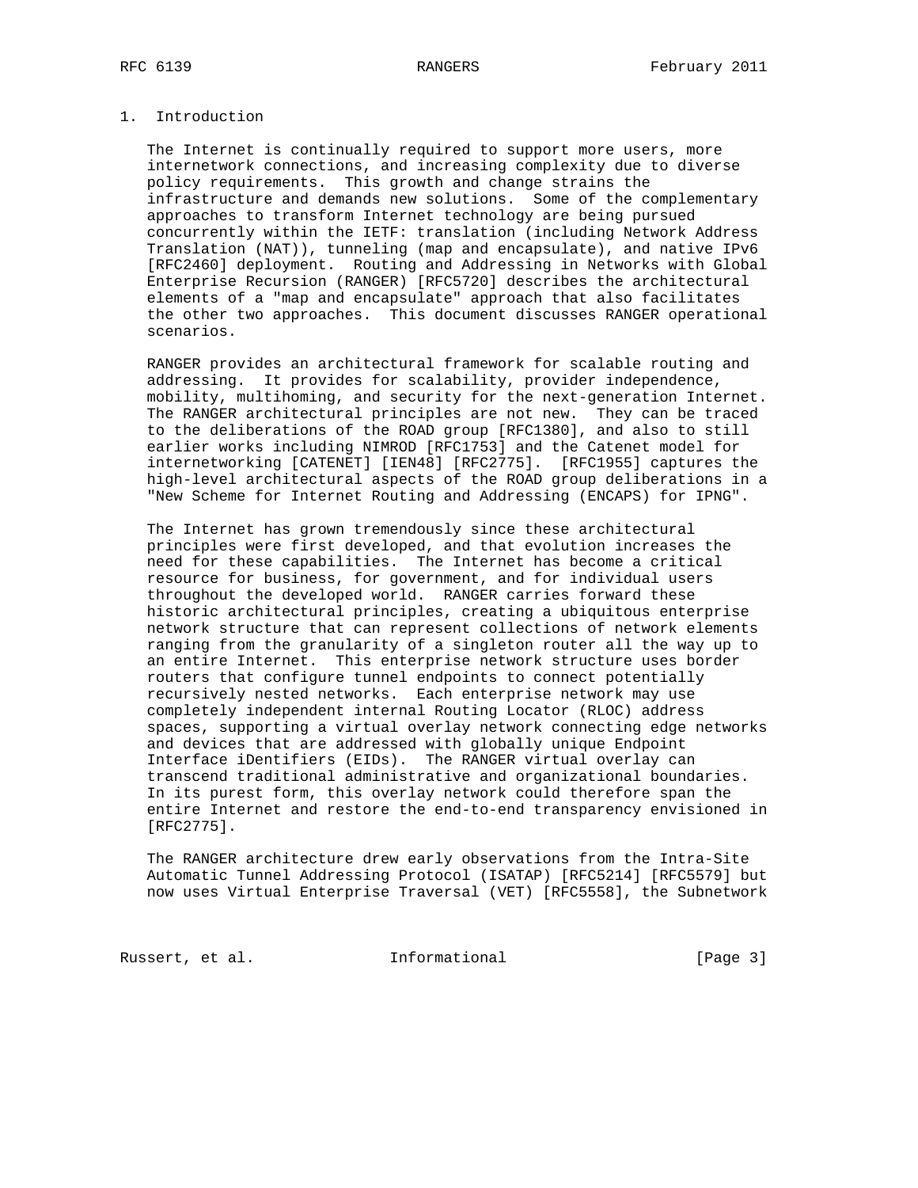## 1. Introduction

The Internet is continually required to support more users, more internetwork connections, and increasing complexity due to diverse policy requirements. This growth and change strains the infrastructure and demands new solutions. Some of the complementary approaches to transform Internet technology are being pursued concurrently within the IETF: translation (including Network Address Translation (NAT)), tunneling (map and encapsulate), and native IPv6 [RFC2460] deployment. Routing and Addressing in Networks with Global Enterprise Recursion (RANGER) [RFC5720] describes the architectural elements of a "map and encapsulate" approach that also facilitates the other two approaches. This document discusses RANGER operational scenarios.

RANGER provides an architectural framework for scalable routing and addressing. It provides for scalability, provider independence, mobility, multihoming, and security for the next-generation Internet. The RANGER architectural principles are not new. They can be traced to the deliberations of the ROAD group [RFC1380], and also to still earlier works including NIMROD [RFC1753] and the Catenet model for internetworking [CATENET] [IEN48] [RFC2775]. [RFC1955] captures the high-level architectural aspects of the ROAD group deliberations in a "New Scheme for Internet Routing and Addressing (ENCAPS) for IPNG".

The Internet has grown tremendously since these architectural principles were first developed, and that evolution increases the need for these capabilities. The Internet has become a critical resource for business, for government, and for individual users throughout the developed world. RANGER carries forward these historic architectural principles, creating a ubiquitous enterprise network structure that can represent collections of network elements ranging from the granularity of a singleton router all the way up to an entire Internet. This enterprise network structure uses border routers that configure tunnel endpoints to connect potentially recursively nested networks. Each enterprise network may use completely independent internal Routing Locator (RLOC) address spaces, supporting a virtual overlay network connecting edge networks and devices that are addressed with globally unique Endpoint Interface iDentifiers (EIDs). The RANGER virtual overlay can transcend traditional administrative and organizational boundaries. In its purest form, this overlay network could therefore span the entire Internet and restore the end-to-end transparency envisioned in [RFC2775].

The RANGER architecture drew early observations from the Intra-Site Automatic Tunnel Addressing Protocol (ISATAP) [RFC5214] [RFC5579] but now uses Virtual Enterprise Traversal (VET) [RFC5558], the Subnetwork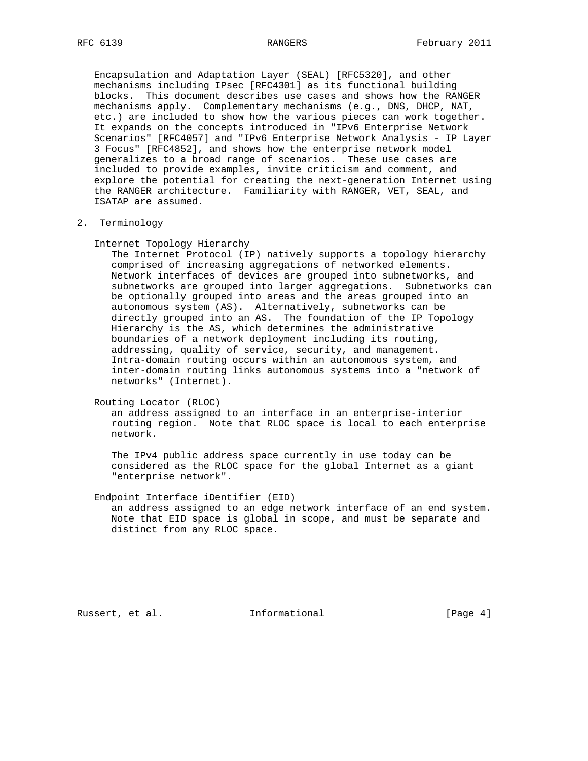Encapsulation and Adaptation Layer (SEAL) [RFC5320], and other mechanisms including IPsec [RFC4301] as its functional building blocks. This document describes use cases and shows how the RANGER mechanisms apply. Complementary mechanisms (e.g., DNS, DHCP, NAT, etc.) are included to show how the various pieces can work together. It expands on the concepts introduced in "IPv6 Enterprise Network Scenarios" [RFC4057] and "IPv6 Enterprise Network Analysis - IP Layer 3 Focus" [RFC4852], and shows how the enterprise network model generalizes to a broad range of scenarios. These use cases are included to provide examples, invite criticism and comment, and explore the potential for creating the next-generation Internet using the RANGER architecture. Familiarity with RANGER, VET, SEAL, and ISATAP are assumed.

## 2. Terminology

Internet Topology Hierarchy

The Internet Protocol (IP) natively supports a topology hierarchy comprised of increasing aggregations of networked elements. Network interfaces of devices are grouped into subnetworks, and subnetworks are grouped into larger aggregations. Subnetworks can be optionally grouped into areas and the areas grouped into an autonomous system (AS). Alternatively, subnetworks can be directly grouped into an AS. The foundation of the IP Topology Hierarchy is the AS, which determines the administrative boundaries of a network deployment including its routing, addressing, quality of service, security, and management. Intra-domain routing occurs within an autonomous system, and inter-domain routing links autonomous systems into a "network of networks" (Internet).

Routing Locator (RLOC)

an address assigned to an interface in an enterprise-interior routing region. Note that RLOC space is local to each enterprise network.

The IPv4 public address space currently in use today can be considered as the RLOC space for the global Internet as a giant "enterprise network".

Endpoint Interface iDentifier (EID)

an address assigned to an edge network interface of an end system. Note that EID space is global in scope, and must be separate and distinct from any RLOC space.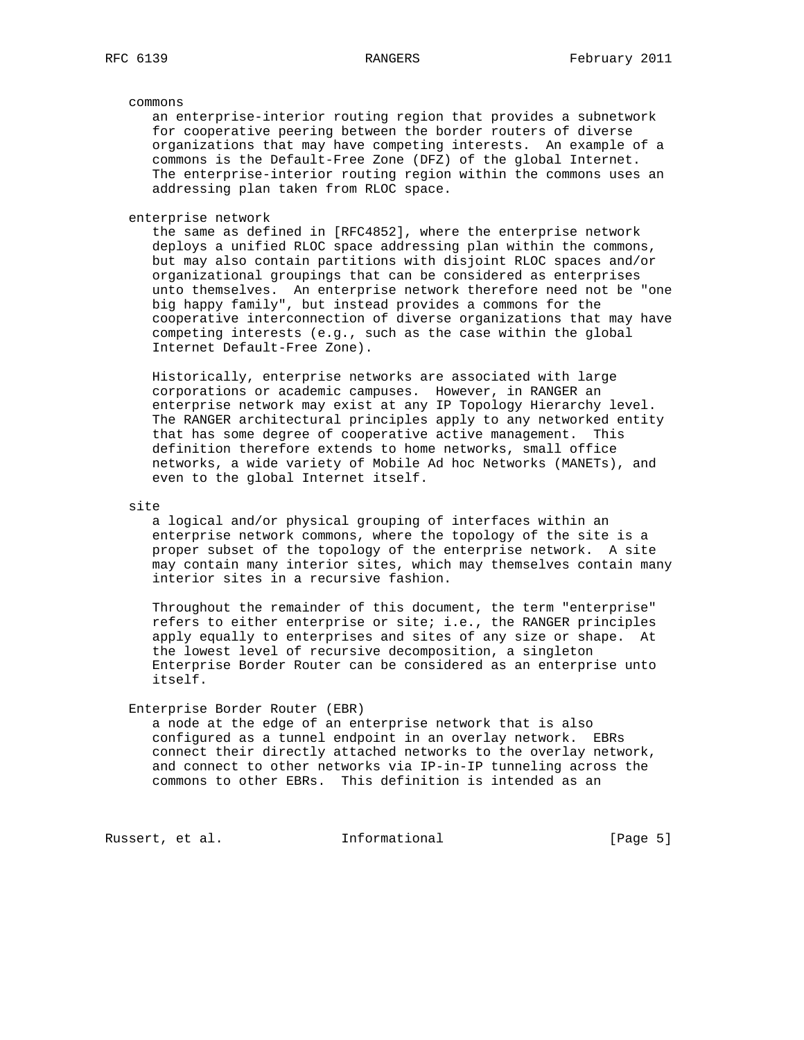commons

an enterprise-interior routing region that provides a subnetwork for cooperative peering between the border routers of diverse organizations that may have competing interests. An example of a commons is the Default-Free Zone (DFZ) of the global Internet. The enterprise-interior routing region within the commons uses an addressing plan taken from RLOC space.

enterprise network

the same as defined in [RFC4852], where the enterprise network deploys a unified RLOC space addressing plan within the commons, but may also contain partitions with disjoint RLOC spaces and/or organizational groupings that can be considered as enterprises unto themselves. An enterprise network therefore need not be "one big happy family", but instead provides a commons for the cooperative interconnection of diverse organizations that may have competing interests (e.g., such as the case within the global Internet Default-Free Zone).

Historically, enterprise networks are associated with large corporations or academic campuses. However, in RANGER an enterprise network may exist at any IP Topology Hierarchy level. The RANGER architectural principles apply to any networked entity that has some degree of cooperative active management. This definition therefore extends to home networks, small office networks, a wide variety of Mobile Ad hoc Networks (MANETs), and even to the global Internet itself.

site

a logical and/or physical grouping of interfaces within an enterprise network commons, where the topology of the site is a proper subset of the topology of the enterprise network. A site may contain many interior sites, which may themselves contain many interior sites in a recursive fashion.

Throughout the remainder of this document, the term "enterprise" refers to either enterprise or site; i.e., the RANGER principles apply equally to enterprises and sites of any size or shape. At the lowest level of recursive decomposition, a singleton Enterprise Border Router can be considered as an enterprise unto itself.

Enterprise Border Router (EBR)

a node at the edge of an enterprise network that is also configured as a tunnel endpoint in an overlay network. EBRs connect their directly attached networks to the overlay network, and connect to other networks via IP-in-IP tunneling across the commons to other EBRs. This definition is intended as an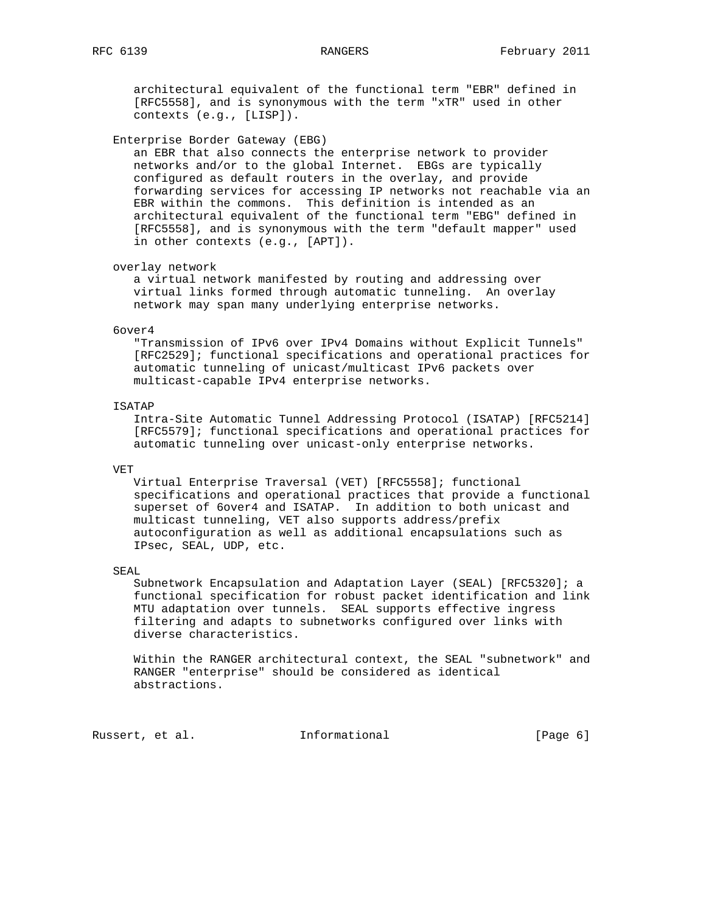architectural equivalent of the functional term "EBR" defined in [RFC5558], and is synonymous with the term "xTR" used in other contexts (e.g., [LISP]).

Enterprise Border Gateway (EBG)
an EBR that also connects the enterprise network to provider networks and/or to the global Internet. EBGs are typically configured as default routers in the overlay, and provide forwarding services for accessing IP networks not reachable via an EBR within the commons. This definition is intended as an architectural equivalent of the functional term "EBG" defined in [RFC5558], and is synonymous with the term "default mapper" used in other contexts (e.g., [APT]).

overlay network
a virtual network manifested by routing and addressing over virtual links formed through automatic tunneling. An overlay network may span many underlying enterprise networks.

6over4
"Transmission of IPv6 over IPv4 Domains without Explicit Tunnels" [RFC2529]; functional specifications and operational practices for automatic tunneling of unicast/multicast IPv6 packets over multicast-capable IPv4 enterprise networks.

ISATAP
Intra-Site Automatic Tunnel Addressing Protocol (ISATAP) [RFC5214] [RFC5579]; functional specifications and operational practices for automatic tunneling over unicast-only enterprise networks.

VET
Virtual Enterprise Traversal (VET) [RFC5558]; functional specifications and operational practices that provide a functional superset of 6over4 and ISATAP. In addition to both unicast and multicast tunneling, VET also supports address/prefix autoconfiguration as well as additional encapsulations such as IPsec, SEAL, UDP, etc.

SEAL
Subnetwork Encapsulation and Adaptation Layer (SEAL) [RFC5320]; a functional specification for robust packet identification and link MTU adaptation over tunnels. SEAL supports effective ingress filtering and adapts to subnetworks configured over links with diverse characteristics.

Within the RANGER architectural context, the SEAL "subnetwork" and RANGER "enterprise" should be considered as identical abstractions.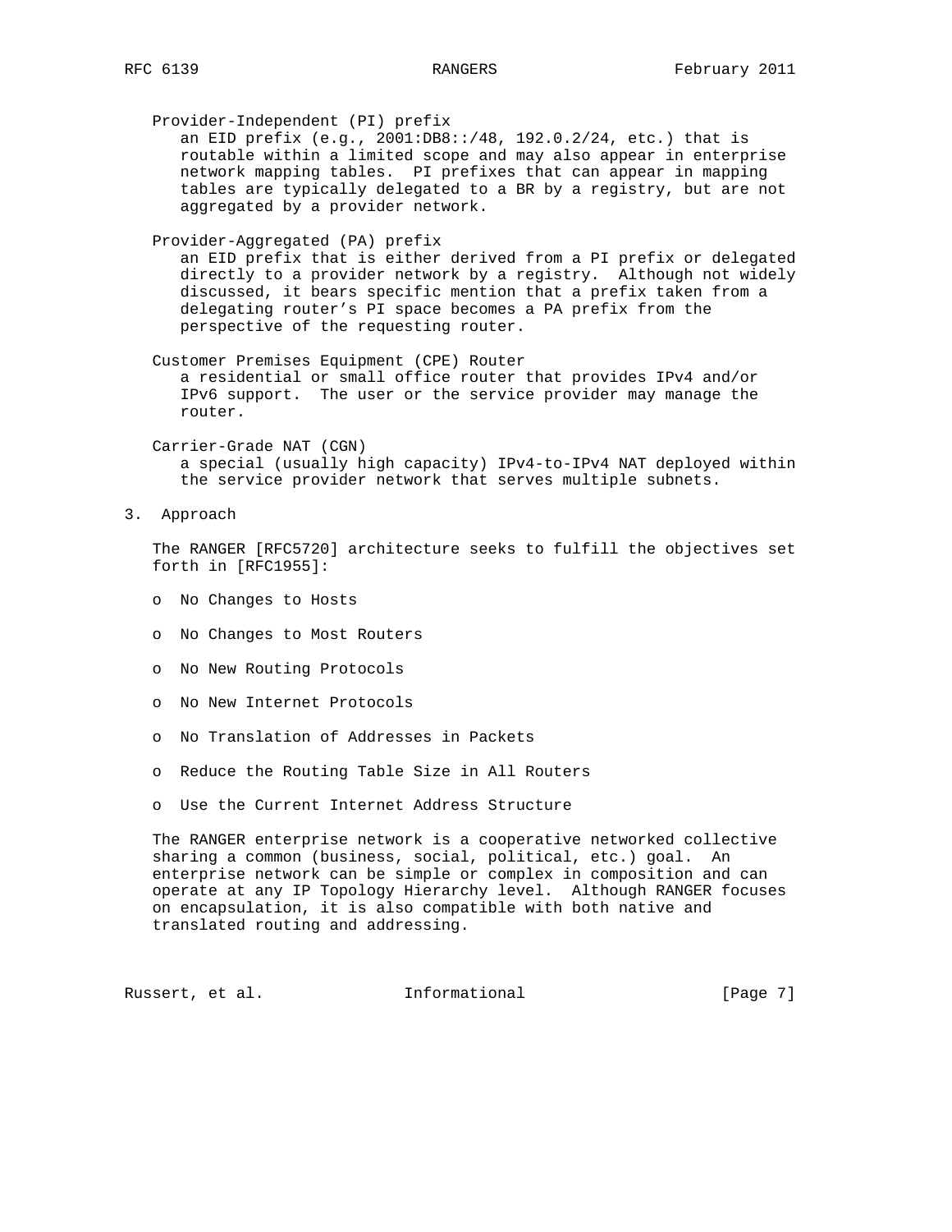Provider-Independent (PI) prefix
an EID prefix (e.g., 2001:DB8::/48, 192.0.2/24, etc.) that is routable within a limited scope and may also appear in enterprise network mapping tables. PI prefixes that can appear in mapping tables are typically delegated to a BR by a registry, but are not aggregated by a provider network.

Provider-Aggregated (PA) prefix
an EID prefix that is either derived from a PI prefix or delegated directly to a provider network by a registry. Although not widely discussed, it bears specific mention that a prefix taken from a delegating router's PI space becomes a PA prefix from the perspective of the requesting router.

Customer Premises Equipment (CPE) Router
a residential or small office router that provides IPv4 and/or IPv6 support. The user or the service provider may manage the router.

Carrier-Grade NAT (CGN)
a special (usually high capacity) IPv4-to-IPv4 NAT deployed within the service provider network that serves multiple subnets.

## 3. Approach

The RANGER [RFC5720] architecture seeks to fulfill the objectives set forth in [RFC1955]:

- No Changes to Hosts
- No Changes to Most Routers
- No New Routing Protocols
- No New Internet Protocols
- No Translation of Addresses in Packets
- Reduce the Routing Table Size in All Routers
- Use the Current Internet Address Structure

The RANGER enterprise network is a cooperative networked collective sharing a common (business, social, political, etc.) goal. An enterprise network can be simple or complex in composition and can operate at any IP Topology Hierarchy level. Although RANGER focuses on encapsulation, it is also compatible with both native and translated routing and addressing.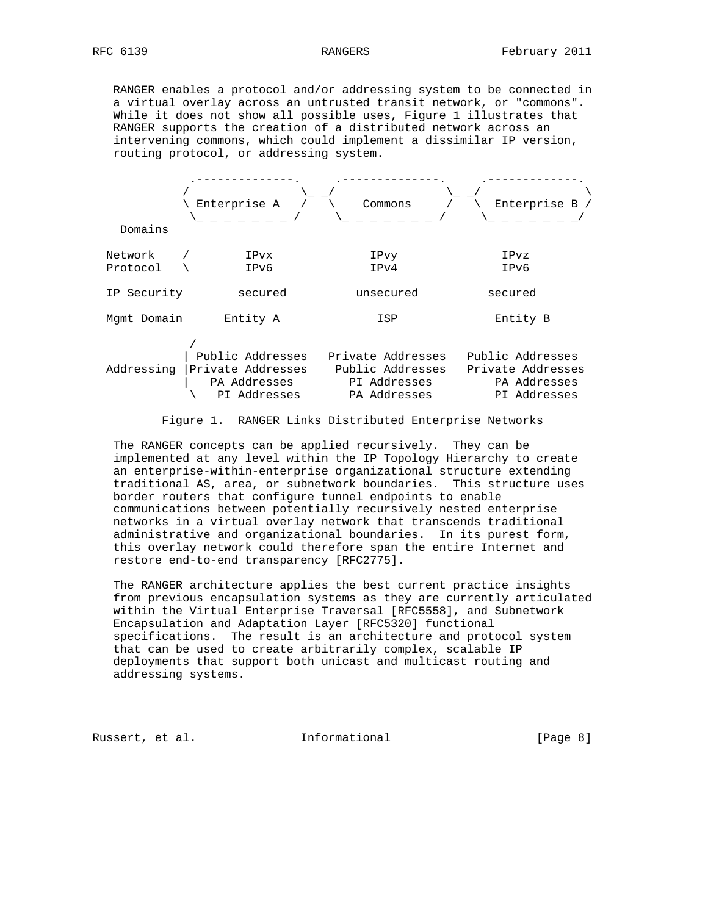RANGER enables a protocol and/or addressing system to be connected in a virtual overlay across an untrusted transit network, or "commons". While it does not show all possible uses, Figure 1 illustrates that RANGER supports the creation of a distributed network across an intervening commons, which could implement a dissimilar IP version, routing protocol, or addressing system.

```
            .--------------.      .--------------.      .-------------.
           /                \_ _/                  \_ _/               \
           \ Enterprise A   /   \    Commons     /   \  Enterprise B /
            \_ _ _ _ _ _ _ /     \_ _ _ _ _ _ _ /     \_ _ _ _ _ _ _/
  Domains

 Network    /        IPvx              IPvy              IPvz
 Protocol   \        IPv6              IPv4              IPv6

 IP Security       secured          unsecured          secured

 Mgmt Domain      Entity A             ISP             Entity B

            /
           | Public Addresses   Private Addresses   Public Addresses
 Addressing |Private Addresses    Public Addresses   Private Addresses
           |   PA Addresses       PI Addresses        PA Addresses
            \   PI Addresses       PA Addresses        PI Addresses
```

Figure 1. RANGER Links Distributed Enterprise Networks

The RANGER concepts can be applied recursively. They can be implemented at any level within the IP Topology Hierarchy to create an enterprise-within-enterprise organizational structure extending traditional AS, area, or subnetwork boundaries. This structure uses border routers that configure tunnel endpoints to enable communications between potentially recursively nested enterprise networks in a virtual overlay network that transcends traditional administrative and organizational boundaries. In its purest form, this overlay network could therefore span the entire Internet and restore end-to-end transparency [RFC2775].

The RANGER architecture applies the best current practice insights from previous encapsulation systems as they are currently articulated within the Virtual Enterprise Traversal [RFC5558], and Subnetwork Encapsulation and Adaptation Layer [RFC5320] functional specifications. The result is an architecture and protocol system that can be used to create arbitrarily complex, scalable IP deployments that support both unicast and multicast routing and addressing systems.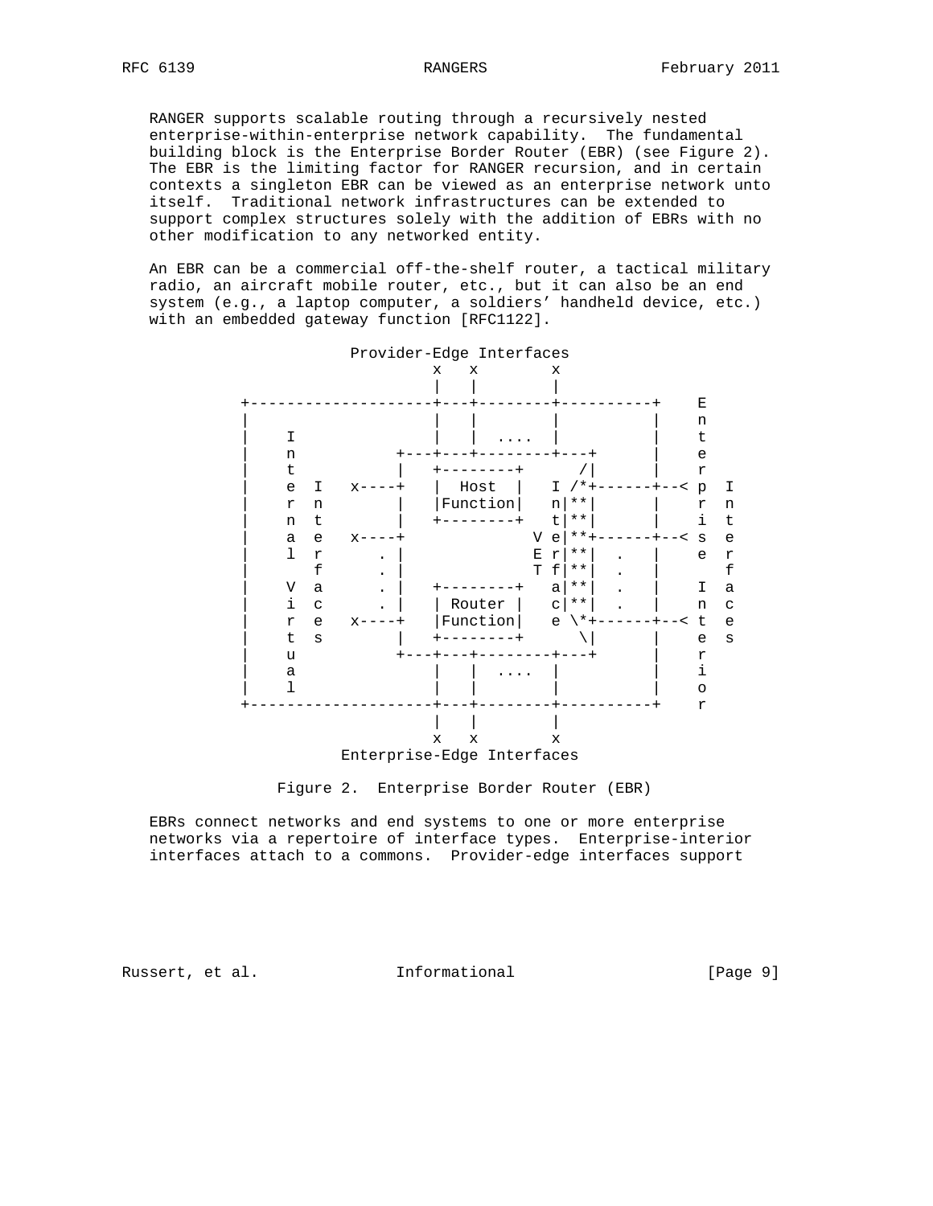RANGER supports scalable routing through a recursively nested enterprise-within-enterprise network capability. The fundamental building block is the Enterprise Border Router (EBR) (see Figure 2). The EBR is the limiting factor for RANGER recursion, and in certain contexts a singleton EBR can be viewed as an enterprise network unto itself. Traditional network infrastructures can be extended to support complex structures solely with the addition of EBRs with no other modification to any networked entity.

An EBR can be a commercial off-the-shelf router, a tactical military radio, an aircraft mobile router, etc., but it can also be an end system (e.g., a laptop computer, a soldiers' handheld device, etc.) with an embedded gateway function [RFC1122].

```
                       Provider-Edge Interfaces
                                x   x        x
                                |   |        |
           +--------------------+---+--------+----------+    E
           |                    |   |        |          |    n
           |    I               |   |  ....  |          |    t
           |    n           +---+---+--------+---+      |    e
           |    t           |   +--------+      /|      |    r
           |    e  I   x----+   |  Host  |   I /*+------+--< p  I
           |    r  n        |   |Function|   n|**|      |    r  n
           |    n  t        |   +--------+   t|**|      |    i  t
           |    a  e   x----+              V e|**+------+--< s  e
           |    l  r      . |              E r|**|  .   |    e  r
           |       f      . |              T f|**|  .   |       f
           |    V  a      . |   +--------+   a|**|  .   |    I  a
           |    i  c      . |   | Router |   c|**|  .   |    n  c
           |    r  e   x----+   |Function|   e \*+------+--< t  e
           |    t  s        |   +--------+      \|      |    e  s
           |    u           +---+---+--------+---+      |    r
           |    a               |   |  ....  |          |    i
           |    l               |   |        |          |    o
           +--------------------+---+--------+----------+    r
                                |   |        |
                                x   x        x
                       Enterprise-Edge Interfaces
```

Figure 2. Enterprise Border Router (EBR)

EBRs connect networks and end systems to one or more enterprise networks via a repertoire of interface types. Enterprise-interior interfaces attach to a commons. Provider-edge interfaces support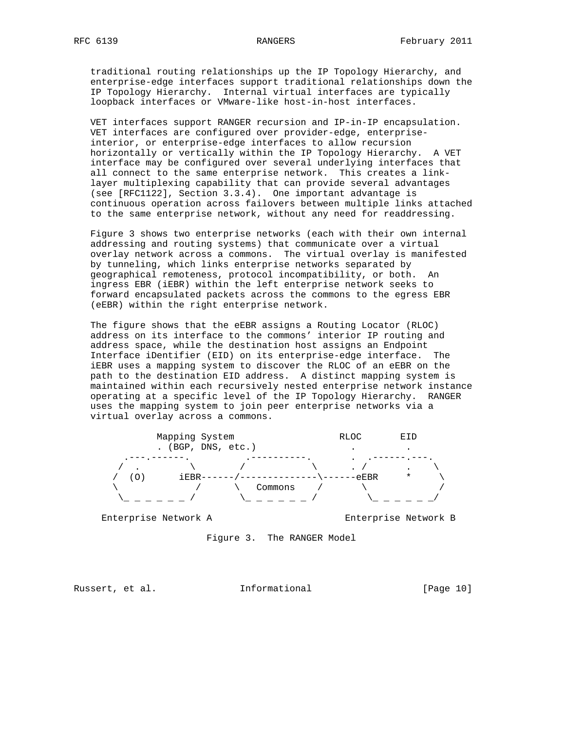traditional routing relationships up the IP Topology Hierarchy, and enterprise-edge interfaces support traditional relationships down the IP Topology Hierarchy. Internal virtual interfaces are typically loopback interfaces or VMware-like host-in-host interfaces.

VET interfaces support RANGER recursion and IP-in-IP encapsulation. VET interfaces are configured over provider-edge, enterprise-interior, or enterprise-edge interfaces to allow recursion horizontally or vertically within the IP Topology Hierarchy. A VET interface may be configured over several underlying interfaces that all connect to the same enterprise network. This creates a link-layer multiplexing capability that can provide several advantages (see [RFC1122], Section 3.3.4). One important advantage is continuous operation across failovers between multiple links attached to the same enterprise network, without any need for readdressing.

Figure 3 shows two enterprise networks (each with their own internal addressing and routing systems) that communicate over a virtual overlay network across a commons. The virtual overlay is manifested by tunneling, which links enterprise networks separated by geographical remoteness, protocol incompatibility, or both. An ingress EBR (iEBR) within the left enterprise network seeks to forward encapsulated packets across the commons to the egress EBR (eEBR) within the right enterprise network.

The figure shows that the eEBR assigns a Routing Locator (RLOC) address on its interface to the commons' interior IP routing and address space, while the destination host assigns an Endpoint Interface iDentifier (EID) on its enterprise-edge interface. The iEBR uses a mapping system to discover the RLOC of an eEBR on the path to the destination EID address. A distinct mapping system is maintained within each recursively nested enterprise network instance operating at a specific level of the IP Topology Hierarchy. RANGER uses the mapping system to join peer enterprise networks via a virtual overlay across a commons.

```
          Mapping System                  RLOC       EID
          . (BGP, DNS, etc.)                .         .
      .---.-------.        .----------.      .  .------.---.
     /  .         \       /           \      . /       .    \
    /  (O)      iEBR------/--------------\------eEBR     *     \
    \             /      \   Commons    /       \             /
     \_ _ _ _ _ _ /        \_ _ _ _ _ _ /         \_ _ _ _ _ _/

   Enterprise Network A                        Enterprise Network B
```

Figure 3. The RANGER Model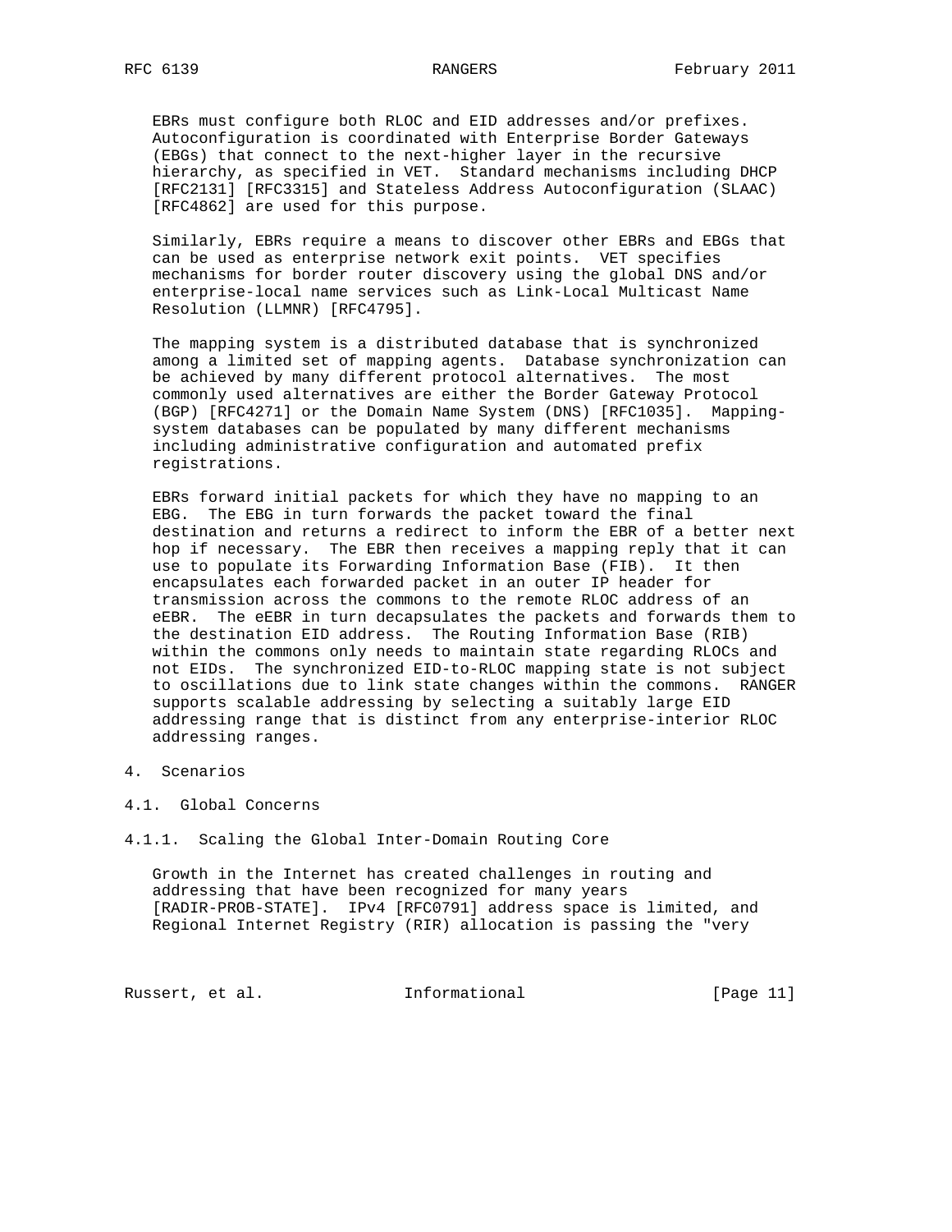EBRs must configure both RLOC and EID addresses and/or prefixes. Autoconfiguration is coordinated with Enterprise Border Gateways (EBGs) that connect to the next-higher layer in the recursive hierarchy, as specified in VET. Standard mechanisms including DHCP [RFC2131] [RFC3315] and Stateless Address Autoconfiguration (SLAAC) [RFC4862] are used for this purpose.

Similarly, EBRs require a means to discover other EBRs and EBGs that can be used as enterprise network exit points. VET specifies mechanisms for border router discovery using the global DNS and/or enterprise-local name services such as Link-Local Multicast Name Resolution (LLMNR) [RFC4795].

The mapping system is a distributed database that is synchronized among a limited set of mapping agents. Database synchronization can be achieved by many different protocol alternatives. The most commonly used alternatives are either the Border Gateway Protocol (BGP) [RFC4271] or the Domain Name System (DNS) [RFC1035]. Mapping-system databases can be populated by many different mechanisms including administrative configuration and automated prefix registrations.

EBRs forward initial packets for which they have no mapping to an EBG. The EBG in turn forwards the packet toward the final destination and returns a redirect to inform the EBR of a better next hop if necessary. The EBR then receives a mapping reply that it can use to populate its Forwarding Information Base (FIB). It then encapsulates each forwarded packet in an outer IP header for transmission across the commons to the remote RLOC address of an eEBR. The eEBR in turn decapsulates the packets and forwards them to the destination EID address. The Routing Information Base (RIB) within the commons only needs to maintain state regarding RLOCs and not EIDs. The synchronized EID-to-RLOC mapping state is not subject to oscillations due to link state changes within the commons. RANGER supports scalable addressing by selecting a suitably large EID addressing range that is distinct from any enterprise-interior RLOC addressing ranges.

# 4. Scenarios

## 4.1. Global Concerns

### 4.1.1. Scaling the Global Inter-Domain Routing Core

Growth in the Internet has created challenges in routing and addressing that have been recognized for many years [RADIR-PROB-STATE]. IPv4 [RFC0791] address space is limited, and Regional Internet Registry (RIR) allocation is passing the "very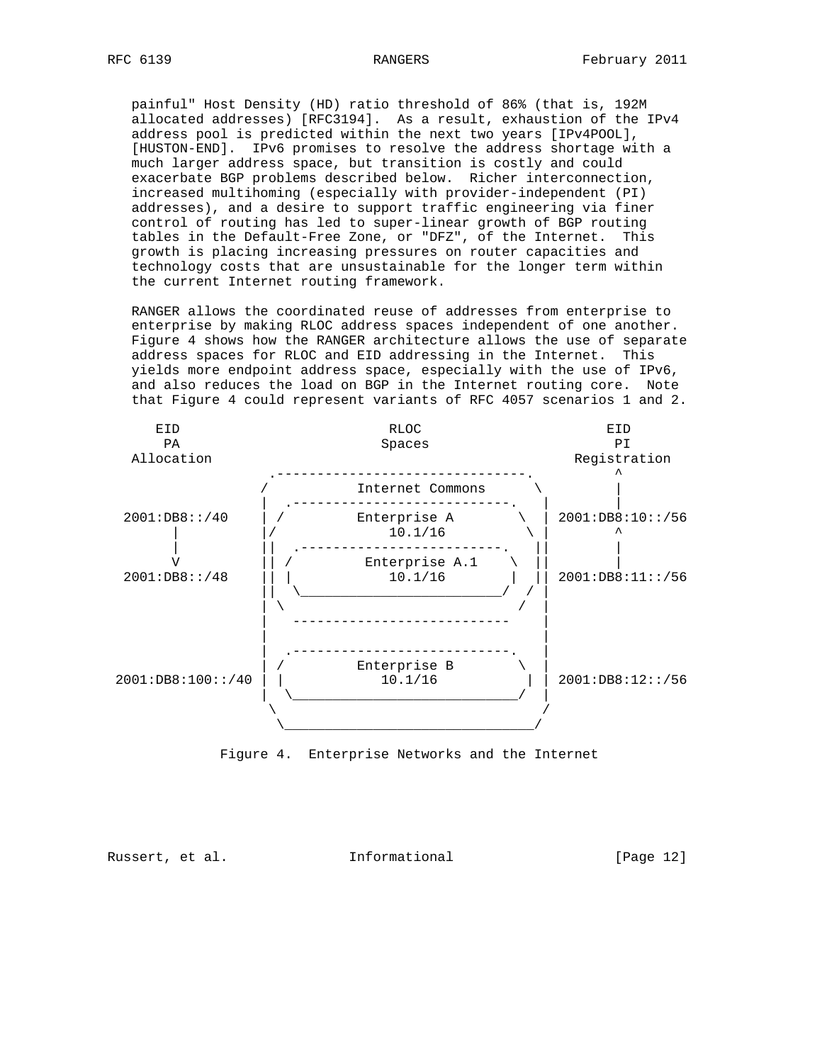painful" Host Density (HD) ratio threshold of 86% (that is, 192M allocated addresses) [RFC3194]. As a result, exhaustion of the IPv4 address pool is predicted within the next two years [IPv4POOL], [HUSTON-END]. IPv6 promises to resolve the address shortage with a much larger address space, but transition is costly and could exacerbate BGP problems described below. Richer interconnection, increased multihoming (especially with provider-independent (PI) addresses), and a desire to support traffic engineering via finer control of routing has led to super-linear growth of BGP routing tables in the Default-Free Zone, or "DFZ", of the Internet. This growth is placing increasing pressures on router capacities and technology costs that are unsustainable for the longer term within the current Internet routing framework.

RANGER allows the coordinated reuse of addresses from enterprise to enterprise by making RLOC address spaces independent of one another. Figure 4 shows how the RANGER architecture allows the use of separate address spaces for RLOC and EID addressing in the Internet. This yields more endpoint address space, especially with the use of IPv6, and also reduces the load on BGP in the Internet routing core. Note that Figure 4 could represent variants of RFC 4057 scenarios 1 and 2.

```
    EID                        RLOC                        EID
     PA                       Spaces                        PI
  Allocation                                          Registration
                  .------------------------------.         ^
                 /           Internet Commons      \        |
                |  .---------------------------.   |        |
  2001:DB8::/40 | /         Enterprise A        \  | 2001:DB8:10::/56
        |       |/            10.1/16            \ |        ^
        |       ||  .-------------------------.   ||        |
        V       || /         Enterprise A.1    \  ||        |
  2001:DB8::/48 || |            10.1/16         | || 2001:DB8:11::/56
                ||  \_________________________/  / |
                | \                             /  |
                |    ---------------------------   |
                |                                  |
                |                                  |
                |  .---------------------------.   |
                | /         Enterprise B        \  |
2001:DB8:100::/40 | |          10.1/16           | | 2001:DB8:12::/56
                |  \___________________________/   |
                 \                                /
                  \______________________________/
```

Figure 4. Enterprise Networks and the Internet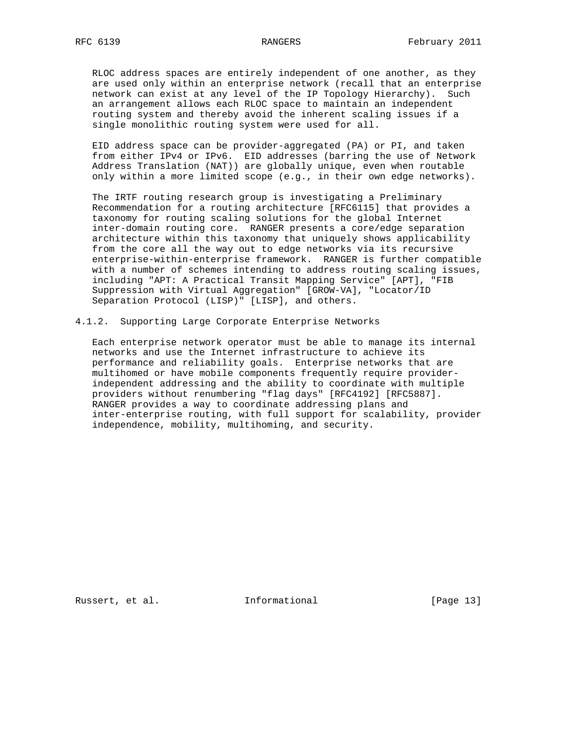RLOC address spaces are entirely independent of one another, as they are used only within an enterprise network (recall that an enterprise network can exist at any level of the IP Topology Hierarchy). Such an arrangement allows each RLOC space to maintain an independent routing system and thereby avoid the inherent scaling issues if a single monolithic routing system were used for all.

EID address space can be provider-aggregated (PA) or PI, and taken from either IPv4 or IPv6. EID addresses (barring the use of Network Address Translation (NAT)) are globally unique, even when routable only within a more limited scope (e.g., in their own edge networks).

The IRTF routing research group is investigating a Preliminary Recommendation for a routing architecture [RFC6115] that provides a taxonomy for routing scaling solutions for the global Internet inter-domain routing core. RANGER presents a core/edge separation architecture within this taxonomy that uniquely shows applicability from the core all the way out to edge networks via its recursive enterprise-within-enterprise framework. RANGER is further compatible with a number of schemes intending to address routing scaling issues, including "APT: A Practical Transit Mapping Service" [APT], "FIB Suppression with Virtual Aggregation" [GROW-VA], "Locator/ID Separation Protocol (LISP)" [LISP], and others.

#### 4.1.2. Supporting Large Corporate Enterprise Networks

Each enterprise network operator must be able to manage its internal networks and use the Internet infrastructure to achieve its performance and reliability goals. Enterprise networks that are multihomed or have mobile components frequently require provider-independent addressing and the ability to coordinate with multiple providers without renumbering "flag days" [RFC4192] [RFC5887]. RANGER provides a way to coordinate addressing plans and inter-enterprise routing, with full support for scalability, provider independence, mobility, multihoming, and security.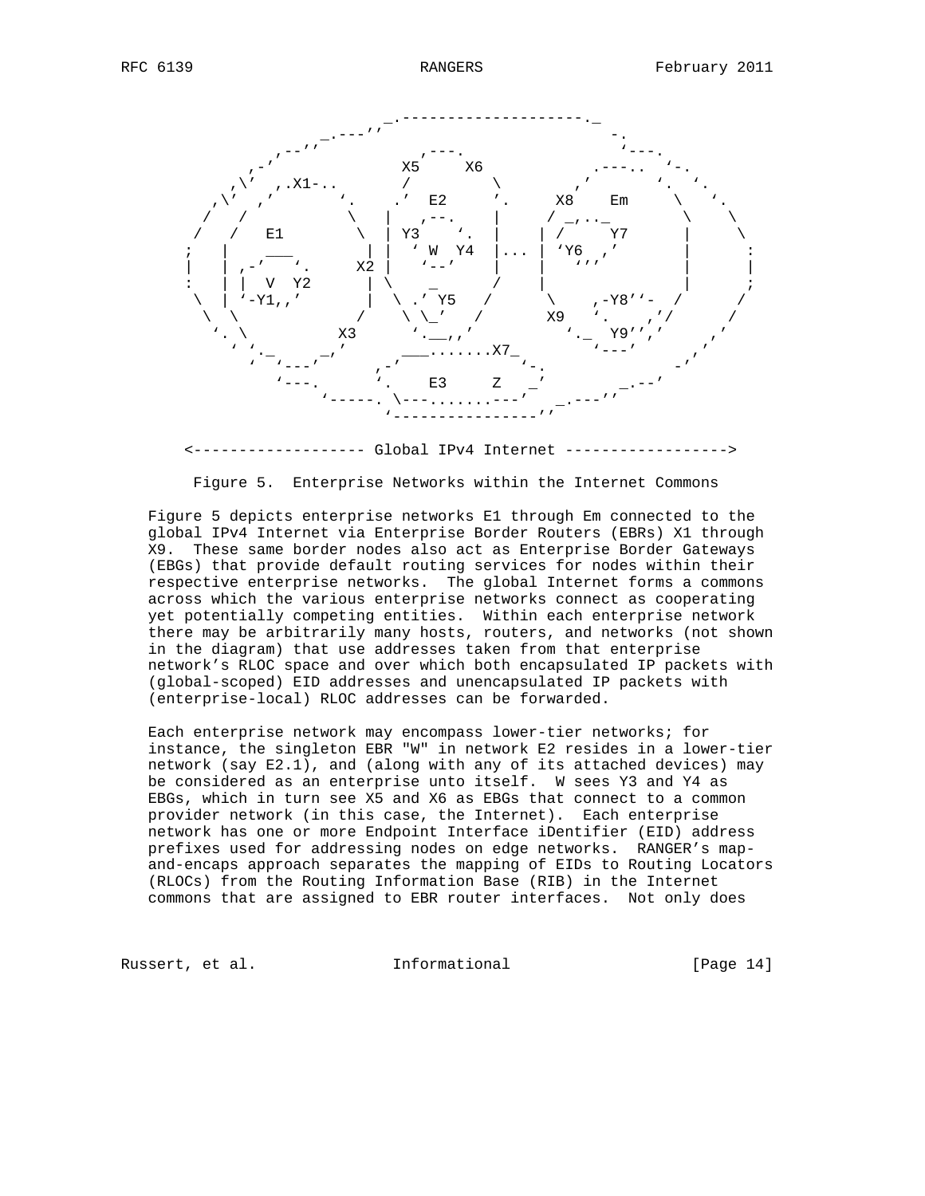```
                            _.-------------------._
                      _.---''                       -.
                 ,--''          ,---.                 '---.
              ,-'             X5     X6          .---..  '-.
            ,\'  ,.X1-..      /        \        ,'      '.  '.
          ,\' ,'        '.  .'  E2      '.    X8    Em    \   '.
         /   /           \  |  ,--.     |    / _,.._       \    \
        /   /   E1        \ | Y3   '.   |   | /     Y7      |    \
       ;   |    ___        | |  ' W  Y4 |... | 'Y6  ,'      |     :
       |   | ,-'   '.    X2 |   '--'    |   |  '''          |     |
       :   | |  V  Y2      | \    _     /   |               |     ;
        \  | '-Y1,,'       |  \ .' Y5  /     \    ,-Y8''-  /     /
         \  \             /    \ \_'  /      X9   '.    ,'/     /
          '. \          X3      '.__,,'         '._  Y9'','   ,'
            ' '._    _,'       ___.......X7_      '---'   ,'
              ' '---'       ,-'            '-.          -'
                '---.      '.    E3     Z   _'     _.--'
                     '-----. \---.......---'  _.---''
                            '---------------''

      <------------------- Global IPv4 Internet ------------------>
```

Figure 5. Enterprise Networks within the Internet Commons

Figure 5 depicts enterprise networks E1 through Em connected to the global IPv4 Internet via Enterprise Border Routers (EBRs) X1 through X9. These same border nodes also act as Enterprise Border Gateways (EBGs) that provide default routing services for nodes within their respective enterprise networks. The global Internet forms a commons across which the various enterprise networks connect as cooperating yet potentially competing entities. Within each enterprise network there may be arbitrarily many hosts, routers, and networks (not shown in the diagram) that use addresses taken from that enterprise network's RLOC space and over which both encapsulated IP packets with (global-scoped) EID addresses and unencapsulated IP packets with (enterprise-local) RLOC addresses can be forwarded.

Each enterprise network may encompass lower-tier networks; for instance, the singleton EBR "W" in network E2 resides in a lower-tier network (say E2.1), and (along with any of its attached devices) may be considered as an enterprise unto itself. W sees Y3 and Y4 as EBGs, which in turn see X5 and X6 as EBGs that connect to a common provider network (in this case, the Internet). Each enterprise network has one or more Endpoint Interface iDentifier (EID) address prefixes used for addressing nodes on edge networks. RANGER's map-and-encaps approach separates the mapping of EIDs to Routing Locators (RLOCs) from the Routing Information Base (RIB) in the Internet commons that are assigned to EBR router interfaces. Not only does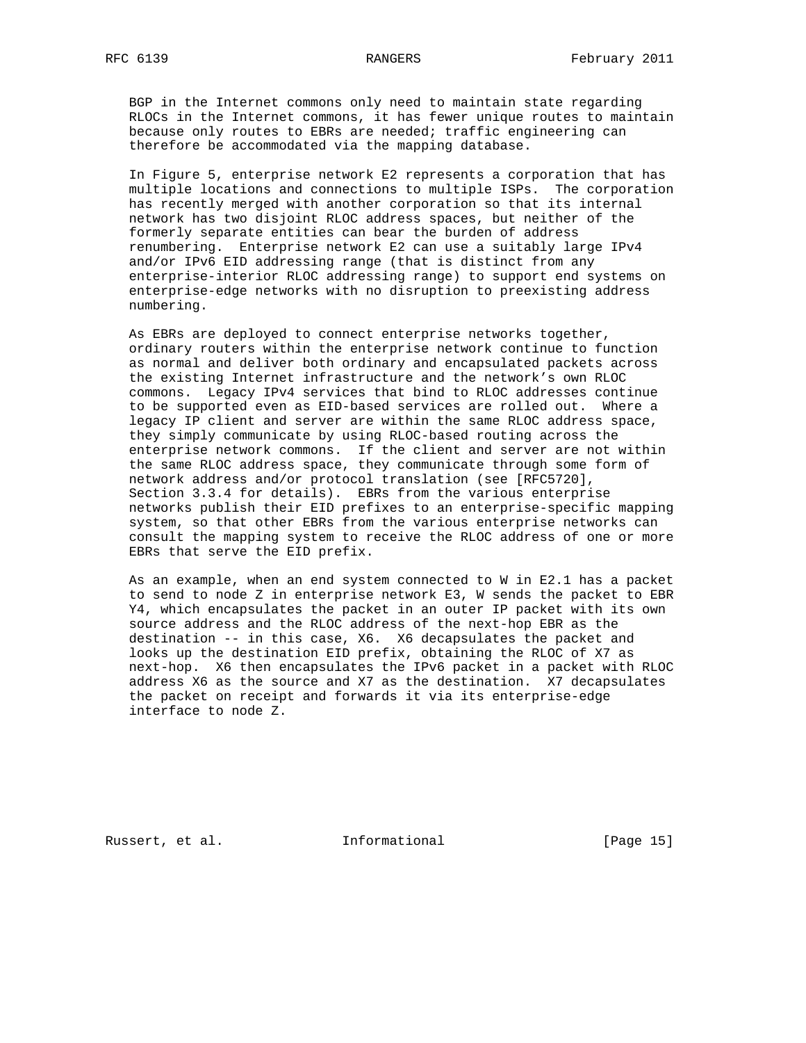BGP in the Internet commons only need to maintain state regarding RLOCs in the Internet commons, it has fewer unique routes to maintain because only routes to EBRs are needed; traffic engineering can therefore be accommodated via the mapping database.

In Figure 5, enterprise network E2 represents a corporation that has multiple locations and connections to multiple ISPs. The corporation has recently merged with another corporation so that its internal network has two disjoint RLOC address spaces, but neither of the formerly separate entities can bear the burden of address renumbering. Enterprise network E2 can use a suitably large IPv4 and/or IPv6 EID addressing range (that is distinct from any enterprise-interior RLOC addressing range) to support end systems on enterprise-edge networks with no disruption to preexisting address numbering.

As EBRs are deployed to connect enterprise networks together, ordinary routers within the enterprise network continue to function as normal and deliver both ordinary and encapsulated packets across the existing Internet infrastructure and the network's own RLOC commons. Legacy IPv4 services that bind to RLOC addresses continue to be supported even as EID-based services are rolled out. Where a legacy IP client and server are within the same RLOC address space, they simply communicate by using RLOC-based routing across the enterprise network commons. If the client and server are not within the same RLOC address space, they communicate through some form of network address and/or protocol translation (see [RFC5720], Section 3.3.4 for details). EBRs from the various enterprise networks publish their EID prefixes to an enterprise-specific mapping system, so that other EBRs from the various enterprise networks can consult the mapping system to receive the RLOC address of one or more EBRs that serve the EID prefix.

As an example, when an end system connected to W in E2.1 has a packet to send to node Z in enterprise network E3, W sends the packet to EBR Y4, which encapsulates the packet in an outer IP packet with its own source address and the RLOC address of the next-hop EBR as the destination -- in this case, X6. X6 decapsulates the packet and looks up the destination EID prefix, obtaining the RLOC of X7 as next-hop. X6 then encapsulates the IPv6 packet in a packet with RLOC address X6 as the source and X7 as the destination. X7 decapsulates the packet on receipt and forwards it via its enterprise-edge interface to node Z.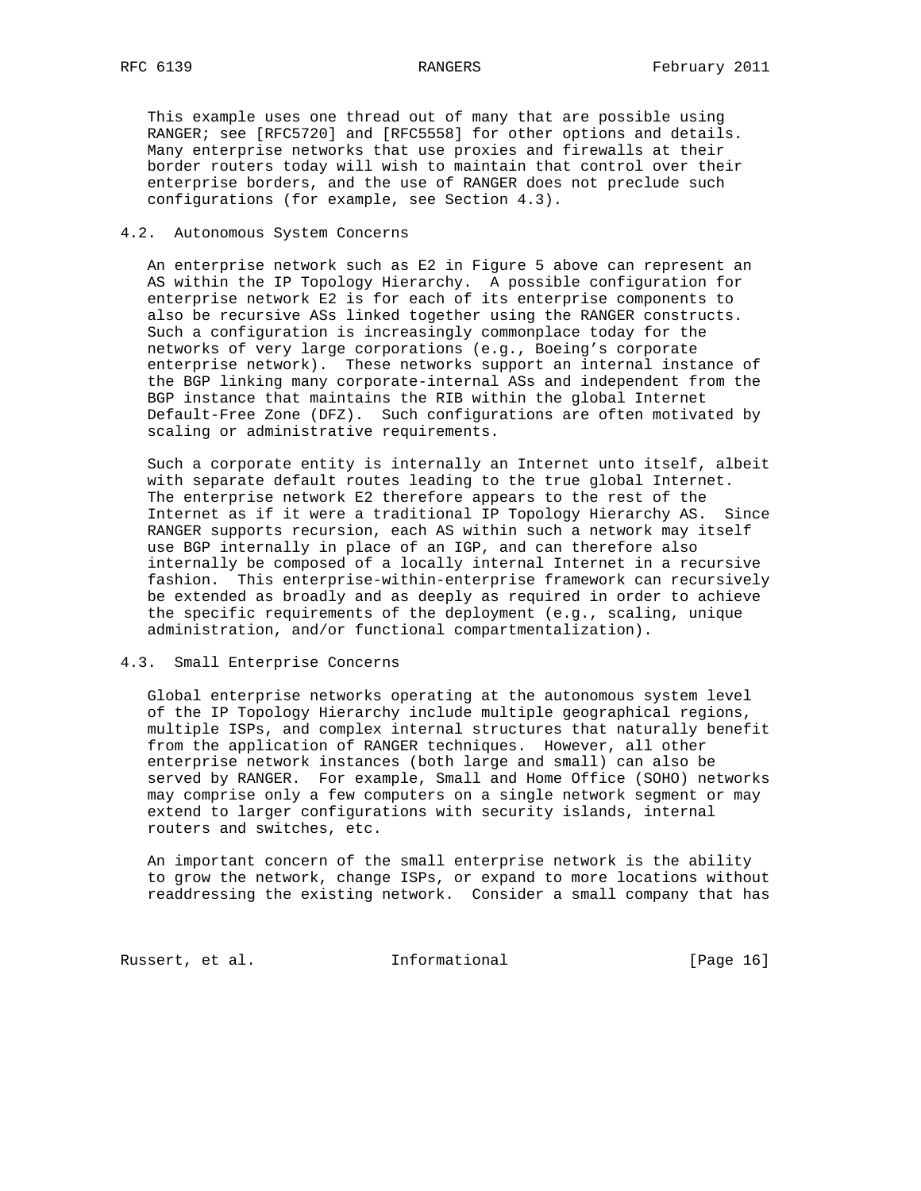This example uses one thread out of many that are possible using RANGER; see [RFC5720] and [RFC5558] for other options and details. Many enterprise networks that use proxies and firewalls at their border routers today will wish to maintain that control over their enterprise borders, and the use of RANGER does not preclude such configurations (for example, see Section 4.3).

### 4.2. Autonomous System Concerns

An enterprise network such as E2 in Figure 5 above can represent an AS within the IP Topology Hierarchy. A possible configuration for enterprise network E2 is for each of its enterprise components to also be recursive ASs linked together using the RANGER constructs. Such a configuration is increasingly commonplace today for the networks of very large corporations (e.g., Boeing's corporate enterprise network). These networks support an internal instance of the BGP linking many corporate-internal ASs and independent from the BGP instance that maintains the RIB within the global Internet Default-Free Zone (DFZ). Such configurations are often motivated by scaling or administrative requirements.

Such a corporate entity is internally an Internet unto itself, albeit with separate default routes leading to the true global Internet. The enterprise network E2 therefore appears to the rest of the Internet as if it were a traditional IP Topology Hierarchy AS. Since RANGER supports recursion, each AS within such a network may itself use BGP internally in place of an IGP, and can therefore also internally be composed of a locally internal Internet in a recursive fashion. This enterprise-within-enterprise framework can recursively be extended as broadly and as deeply as required in order to achieve the specific requirements of the deployment (e.g., scaling, unique administration, and/or functional compartmentalization).

### 4.3. Small Enterprise Concerns

Global enterprise networks operating at the autonomous system level of the IP Topology Hierarchy include multiple geographical regions, multiple ISPs, and complex internal structures that naturally benefit from the application of RANGER techniques. However, all other enterprise network instances (both large and small) can also be served by RANGER. For example, Small and Home Office (SOHO) networks may comprise only a few computers on a single network segment or may extend to larger configurations with security islands, internal routers and switches, etc.

An important concern of the small enterprise network is the ability to grow the network, change ISPs, or expand to more locations without readdressing the existing network. Consider a small company that has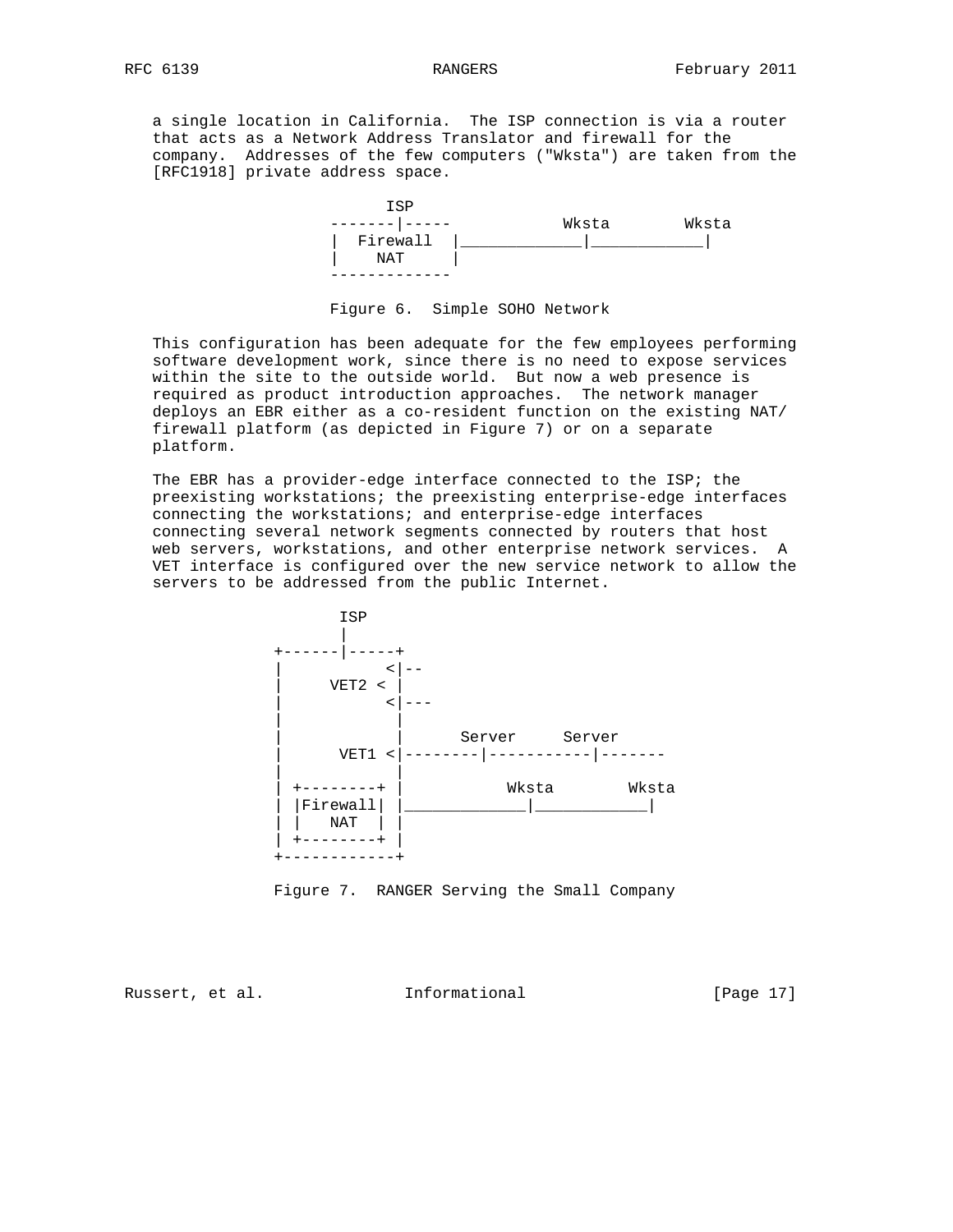a single location in California. The ISP connection is via a router that acts as a Network Address Translator and firewall for the company. Addresses of the few computers ("Wksta") are taken from the [RFC1918] private address space.

```
                     ISP
                  -------|-----          Wksta        Wksta
                  | Firewall  |____________|___________|
                  |    NAT    |
                  -------------
```

Figure 6. Simple SOHO Network

This configuration has been adequate for the few employees performing software development work, since there is no need to expose services within the site to the outside world. But now a web presence is required as product introduction approaches. The network manager deploys an EBR either as a co-resident function on the existing NAT/firewall platform (as depicted in Figure 7) or on a separate platform.

The EBR has a provider-edge interface connected to the ISP; the preexisting workstations; the preexisting enterprise-edge interfaces connecting the workstations; and enterprise-edge interfaces connecting several network segments connected by routers that host web servers, workstations, and other enterprise network services. A VET interface is configured over the new service network to allow the servers to be addressed from the public Internet.

```
                  ISP
                   |
             +-----|-----+
             |          <|--
             |    VET2 < |
             |          <|---
             |           |
             |           |      Server     Server
             |     VET1 <|--------|-----------|-------
             |           |
             | +--------+ |          Wksta        Wksta
             | |Firewall| |____________|___________|
             | |   NAT  | |
             | +--------+ |
             +------------+
```

Figure 7. RANGER Serving the Small Company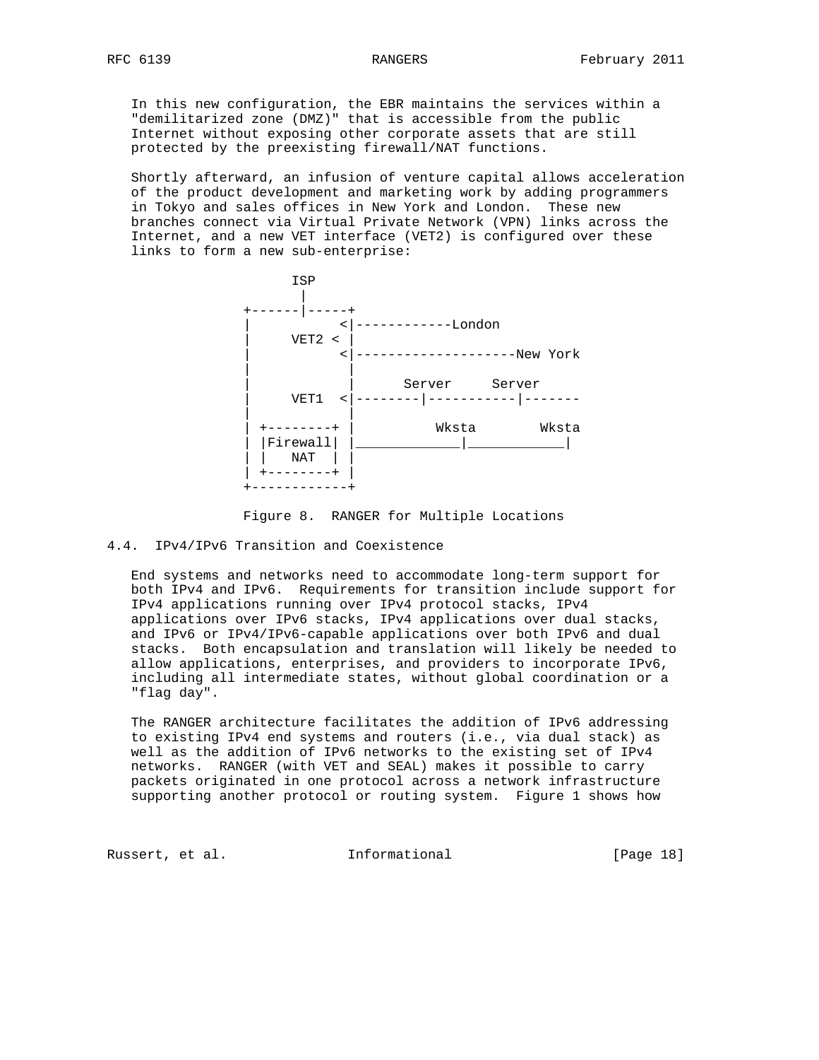In this new configuration, the EBR maintains the services within a "demilitarized zone (DMZ)" that is accessible from the public Internet without exposing other corporate assets that are still protected by the preexisting firewall/NAT functions.

Shortly afterward, an infusion of venture capital allows acceleration of the product development and marketing work by adding programmers in Tokyo and sales offices in New York and London. These new branches connect via Virtual Private Network (VPN) links across the Internet, and a new VET interface (VET2) is configured over these links to form a new sub-enterprise:

```
             ISP
              |
       +------|-----+
       |          <|------------London
       |     VET2 < |
       |          <|--------------------New York
       |            |
       |            |      Server     Server
       |     VET1  <|--------|-----------|-------
       |            |
       | +--------+ |          Wksta        Wksta
       | |Firewall| |____________|___________|
       | |   NAT  | |
       | +--------+ |
       +------------+
```

Figure 8. RANGER for Multiple Locations

### 4.4. IPv4/IPv6 Transition and Coexistence

End systems and networks need to accommodate long-term support for both IPv4 and IPv6. Requirements for transition include support for IPv4 applications running over IPv4 protocol stacks, IPv4 applications over IPv6 stacks, IPv4 applications over dual stacks, and IPv6 or IPv4/IPv6-capable applications over both IPv6 and dual stacks. Both encapsulation and translation will likely be needed to allow applications, enterprises, and providers to incorporate IPv6, including all intermediate states, without global coordination or a "flag day".

The RANGER architecture facilitates the addition of IPv6 addressing to existing IPv4 end systems and routers (i.e., via dual stack) as well as the addition of IPv6 networks to the existing set of IPv4 networks. RANGER (with VET and SEAL) makes it possible to carry packets originated in one protocol across a network infrastructure supporting another protocol or routing system. Figure 1 shows how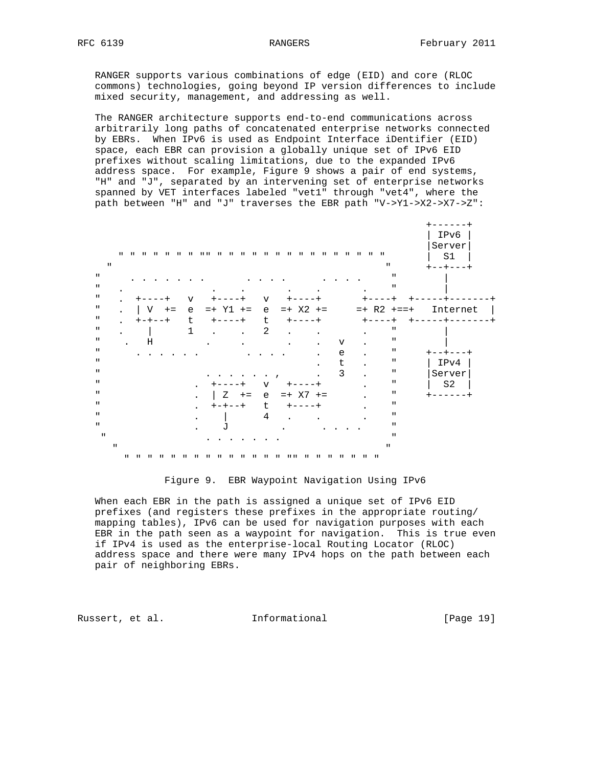RANGER supports various combinations of edge (EID) and core (RLOC commons) technologies, going beyond IP version differences to include mixed security, management, and addressing as well.

The RANGER architecture supports end-to-end communications across arbitrarily long paths of concatenated enterprise networks connected by EBRs. When IPv6 is used as Endpoint Interface iDentifier (EID) space, each EBR can provision a globally unique set of IPv6 EID prefixes without scaling limitations, due to the expanded IPv6 address space. For example, Figure 9 shows a pair of end systems, "H" and "J", separated by an intervening set of enterprise networks spanned by VET interfaces labeled "vet1" through "vet4", where the path between "H" and "J" traverses the EBR path "V->Y1->X2->X7->Z":

```
                                                            +------+
                                                            | IPv6 |
                                                            |Server|
    " " " " " " " "" " " " " " " " " " " " " " "           |  S1  |
  "                                              "          +--+---+
 "     . . . . . . .      . . . .      . . . .     "           |
 "   .              .    .       .    .       .    "           |
 "   .  +----+   v   +----+   v   +----+       +----+  +-----+-------+
 "   .  | V  +=  e  =+ Y1 +=  e  =+ X2 +=     =+ R2 +==+   Internet  |
 "   .  +-+--+   t   +----+   t   +----+       +----+  +-----+-------+
 "   .    |      1   .    .   2   .    .       .    "           |
 "    .   H         .    .       .    .   v   .    "           |
 "      . . . . . .       . . . .     .   e   .    "        +--+---+
 "                                    .   t   .    "        | IPv4 |
 "                 . . . . . . ,      .   3   .    "        |Server|
 "               .  +----+   v   +----+       .    "        |  S2  |
 "               .  | Z  +=  e  =+ X7 +=      .    "        +------+
 "               .  +-+--+   t   +----+       .    "
 "               .    |      4   .    .       .    "
 "               .    J         .      . . . .     "
  "                 . . . . . . .                  "
   "                                              "
     " " " " " " " " " " " " " " " "" " " " " " " "
```

Figure 9. EBR Waypoint Navigation Using IPv6

When each EBR in the path is assigned a unique set of IPv6 EID prefixes (and registers these prefixes in the appropriate routing/mapping tables), IPv6 can be used for navigation purposes with each EBR in the path seen as a waypoint for navigation. This is true even if IPv4 is used as the enterprise-local Routing Locator (RLOC) address space and there were many IPv4 hops on the path between each pair of neighboring EBRs.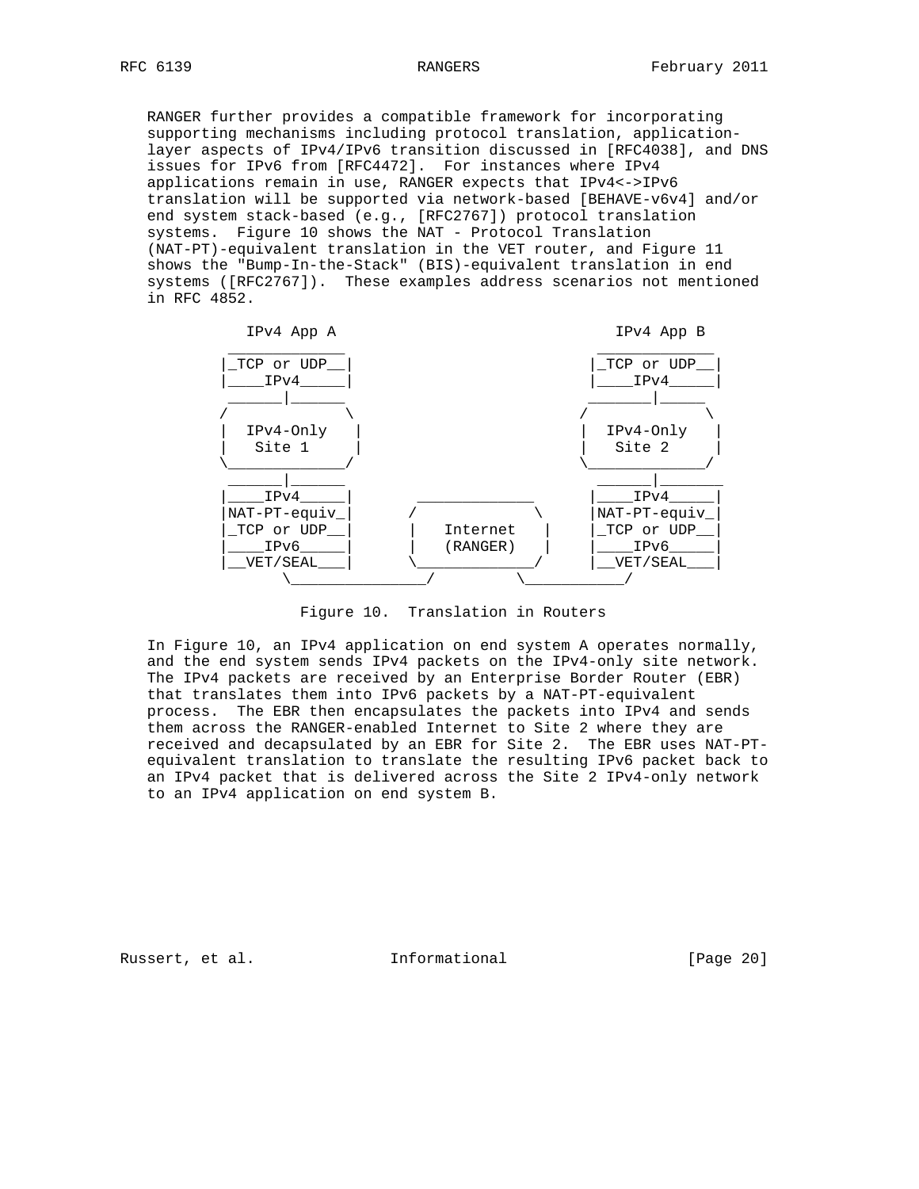RANGER further provides a compatible framework for incorporating supporting mechanisms including protocol translation, application-layer aspects of IPv4/IPv6 transition discussed in [RFC4038], and DNS issues for IPv6 from [RFC4472]. For instances where IPv4 applications remain in use, RANGER expects that IPv4<->IPv6 translation will be supported via network-based [BEHAVE-v6v4] and/or end system stack-based (e.g., [RFC2767]) protocol translation systems. Figure 10 shows the NAT - Protocol Translation (NAT-PT)-equivalent translation in the VET router, and Figure 11 shows the "Bump-In-the-Stack" (BIS)-equivalent translation in end systems ([RFC2767]). These examples address scenarios not mentioned in RFC 4852.

```
       IPv4 App A                                  IPv4 App B
     _____________                               _____________
    |_TCP or UDP__|                             |_TCP or UDP__|
    |____IPv4_____|                             |____IPv4_____|
     ______|______                               _______|_____
    /             \                             /             \
    |  IPv4-Only   |                            |  IPv4-Only   |
    |   Site 1     |                            |   Site 2     |
    \______________/                            \______________/
     ______|______                               ______|_______
    |____IPv4_____|      _____________          |____IPv4_____|
    |NAT-PT-equiv_|     /             \         |NAT-PT-equiv_|
    |_TCP or UDP__|     |   Internet   |        |_TCP or UDP__|
    |____IPv6_____|     |   (RANGER)   |        |____IPv6_____|
    |__VET/SEAL___|     \______________/        |__VET/SEAL___|
          \_______________/         \___________/
```

Figure 10. Translation in Routers

In Figure 10, an IPv4 application on end system A operates normally, and the end system sends IPv4 packets on the IPv4-only site network. The IPv4 packets are received by an Enterprise Border Router (EBR) that translates them into IPv6 packets by a NAT-PT-equivalent process. The EBR then encapsulates the packets into IPv4 and sends them across the RANGER-enabled Internet to Site 2 where they are received and decapsulated by an EBR for Site 2. The EBR uses NAT-PT-equivalent translation to translate the resulting IPv6 packet back to an IPv4 packet that is delivered across the Site 2 IPv4-only network to an IPv4 application on end system B.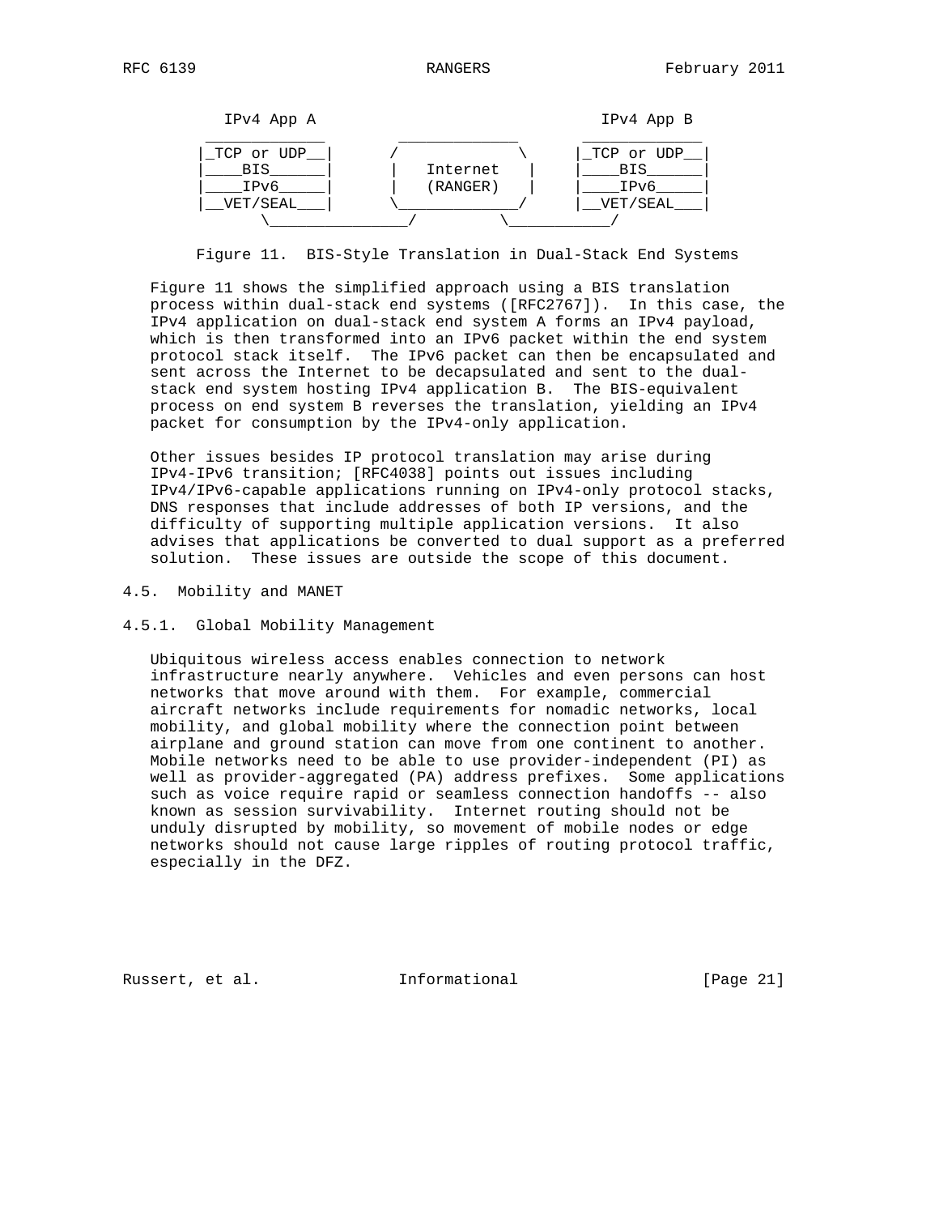```
       IPv4 App A                                     IPv4 App B
    _____________        _____________        _____________
   |_TCP or UDP__|      /             \      |_TCP or UDP__|
   |____BIS______|     |   Internet    |     |____BIS______|
   |____IPv6_____|     |   (RANGER)    |     |____IPv6_____|
   |__VET/SEAL___|      \_____________/      |__VET/SEAL___|
          \_______________/         \___________/
```

Figure 11. BIS-Style Translation in Dual-Stack End Systems

Figure 11 shows the simplified approach using a BIS translation process within dual-stack end systems ([RFC2767]). In this case, the IPv4 application on dual-stack end system A forms an IPv4 payload, which is then transformed into an IPv6 packet within the end system protocol stack itself. The IPv6 packet can then be encapsulated and sent across the Internet to be decapsulated and sent to the dual-stack end system hosting IPv4 application B. The BIS-equivalent process on end system B reverses the translation, yielding an IPv4 packet for consumption by the IPv4-only application.

Other issues besides IP protocol translation may arise during IPv4-IPv6 transition; [RFC4038] points out issues including IPv4/IPv6-capable applications running on IPv4-only protocol stacks, DNS responses that include addresses of both IP versions, and the difficulty of supporting multiple application versions. It also advises that applications be converted to dual support as a preferred solution. These issues are outside the scope of this document.

## 4.5. Mobility and MANET

### 4.5.1. Global Mobility Management

Ubiquitous wireless access enables connection to network infrastructure nearly anywhere. Vehicles and even persons can host networks that move around with them. For example, commercial aircraft networks include requirements for nomadic networks, local mobility, and global mobility where the connection point between airplane and ground station can move from one continent to another. Mobile networks need to be able to use provider-independent (PI) as well as provider-aggregated (PA) address prefixes. Some applications such as voice require rapid or seamless connection handoffs -- also known as session survivability. Internet routing should not be unduly disrupted by mobility, so movement of mobile nodes or edge networks should not cause large ripples of routing protocol traffic, especially in the DFZ.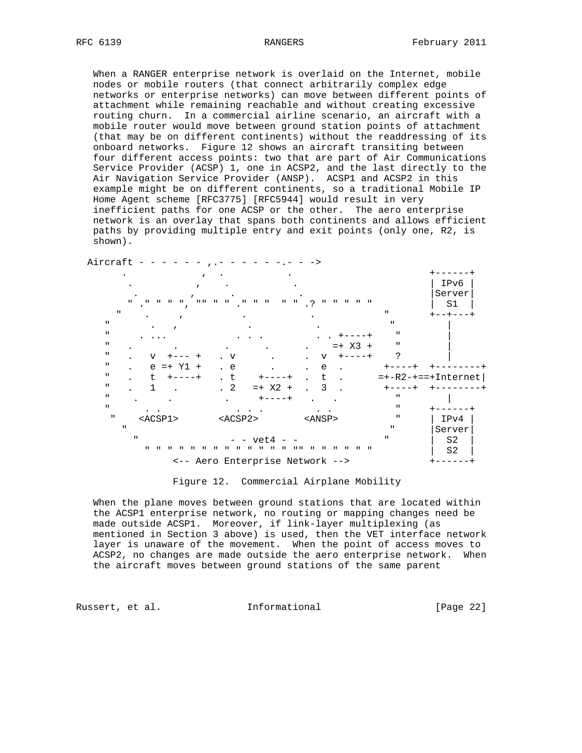When a RANGER enterprise network is overlaid on the Internet, mobile nodes or mobile routers (that connect arbitrarily complex edge networks or enterprise networks) can move between different points of attachment while remaining reachable and without creating excessive routing churn. In a commercial airline scenario, an aircraft with a mobile router would move between ground station points of attachment (that may be on different continents) without the readdressing of its onboard networks. Figure 12 shows an aircraft transiting between four different access points: two that are part of Air Communications Service Provider (ACSP) 1, one in ACSP2, and the last directly to the Air Navigation Service Provider (ANSP). ACSP1 and ACSP2 in this example might be on different continents, so a traditional Mobile IP Home Agent scheme [RFC3775] [RFC5944] would result in very inefficient paths for one ACSP or the other. The aero enterprise network is an overlay that spans both continents and allows efficient paths by providing multiple entry and exit points (only one, R2, is shown).

```
 Aircraft - - - - - - ,.- - - - - -.- - ->
       .           ,  .          .                   +------+
       .          ,    .          .                  | IPv6 |
        .        ,      .          .                 |Server|
       " ." " " ", "" " " ." " "  " " .? " " " " "          |  S1  |
     "    .     ,          .          .          "     +--+---+
   "       .   ,            .          .          "       |
   "     . ...             . . .        . . +----+    "       |
   "   .       .       .      .      .    =+ X3 +    "       |
   "   .   v  +--- +   . v      .     .  v  +----+    ?       |
   "   .   e =+ Y1 +   . e      .     .  e  .      +----+  +--------+
   "   .   t  +----+   . t    +----+  .  t  .     =+-R2-+==+Internet|
   "   .   1   .       . 2   =+ X2 +  .  3  .      +----+  +--------+
   "    .     .         .     +----+   .   .         "       |
   "      . .            . . .        . .          "     +------+
    "    <ACSP1>       <ACSP2>        <ANSP>         "     | IPv4 |
     "                                              "      |Server|
       "                - - vet4 - -               "       |  S2  |
         " " " " " " " " " " " " " " "" " " " " " "         |  S2  |
               <-- Aero Enterprise Network -->             +------+
```

Figure 12. Commercial Airplane Mobility

When the plane moves between ground stations that are located within the ACSP1 enterprise network, no routing or mapping changes need be made outside ACSP1. Moreover, if link-layer multiplexing (as mentioned in Section 3 above) is used, then the VET interface network layer is unaware of the movement. When the point of access moves to ACSP2, no changes are made outside the aero enterprise network. When the aircraft moves between ground stations of the same parent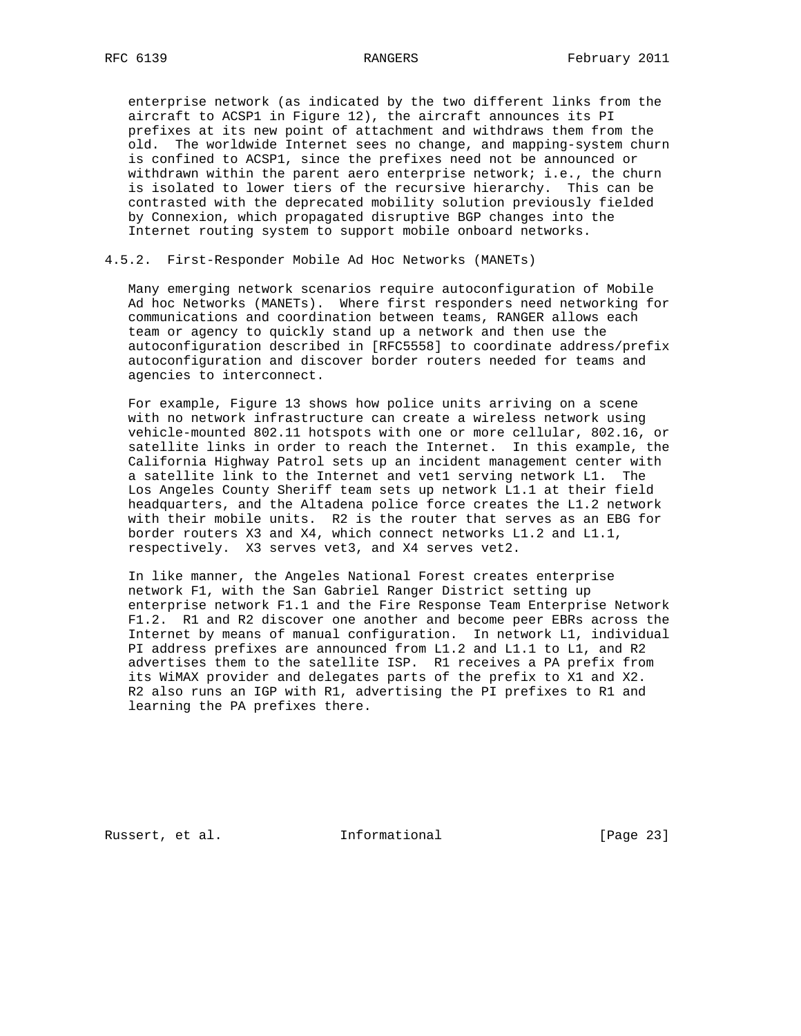enterprise network (as indicated by the two different links from the aircraft to ACSP1 in Figure 12), the aircraft announces its PI prefixes at its new point of attachment and withdraws them from the old. The worldwide Internet sees no change, and mapping-system churn is confined to ACSP1, since the prefixes need not be announced or withdrawn within the parent aero enterprise network; i.e., the churn is isolated to lower tiers of the recursive hierarchy. This can be contrasted with the deprecated mobility solution previously fielded by Connexion, which propagated disruptive BGP changes into the Internet routing system to support mobile onboard networks.

### 4.5.2. First-Responder Mobile Ad Hoc Networks (MANETs)

Many emerging network scenarios require autoconfiguration of Mobile Ad hoc Networks (MANETs). Where first responders need networking for communications and coordination between teams, RANGER allows each team or agency to quickly stand up a network and then use the autoconfiguration described in [RFC5558] to coordinate address/prefix autoconfiguration and discover border routers needed for teams and agencies to interconnect.

For example, Figure 13 shows how police units arriving on a scene with no network infrastructure can create a wireless network using vehicle-mounted 802.11 hotspots with one or more cellular, 802.16, or satellite links in order to reach the Internet. In this example, the California Highway Patrol sets up an incident management center with a satellite link to the Internet and vet1 serving network L1. The Los Angeles County Sheriff team sets up network L1.1 at their field headquarters, and the Altadena police force creates the L1.2 network with their mobile units. R2 is the router that serves as an EBG for border routers X3 and X4, which connect networks L1.2 and L1.1, respectively. X3 serves vet3, and X4 serves vet2.

In like manner, the Angeles National Forest creates enterprise network F1, with the San Gabriel Ranger District setting up enterprise network F1.1 and the Fire Response Team Enterprise Network F1.2. R1 and R2 discover one another and become peer EBRs across the Internet by means of manual configuration. In network L1, individual PI address prefixes are announced from L1.2 and L1.1 to L1, and R2 advertises them to the satellite ISP. R1 receives a PA prefix from its WiMAX provider and delegates parts of the prefix to X1 and X2. R2 also runs an IGP with R1, advertising the PI prefixes to R1 and learning the PA prefixes there.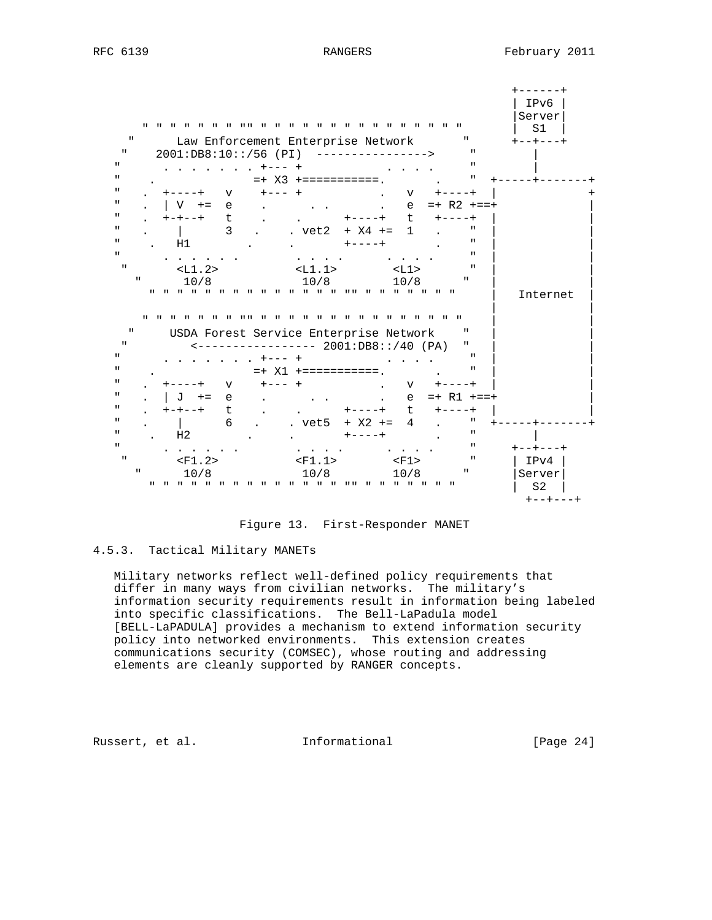```
                                                           +------+
                                                           | IPv6 |
                                                           |Server|
      " " " " " " " "" " " " " " " " " " " " " " " "      |  S1  |
    "      Law Enforcement Enterprise Network       "      +--+---+
   "    2001:DB8:10::/56 (PI)  ---------------->     "        |
  "      . . . . . . . +--- +            . . . .     "        |
  "    .              =+ X3 +===========.       .    "  +-----+-------+
  "   .  +----+   v    +--- +           .   v   +----+  |             +
  "   .  | V  +=  e    .      . .       .   e  =+ R2 +==+             |
  "   .  +-+--+   t    .    .      +----+   t   +----+  |             |
  "   .    |      3   .    . vet2  + X4 +=  1   .    "  |             |
  "    .   H1        .     .       +----+       .    "  |             |
  "      . . . . . .       . . . .      . . . .      "  |             |
   "       <L1.2>           <L1.1>        <L1>       "  |             |
     "      10/8             10/8         10/8      "   |             |
       " " " " " " " " " " " " " " " "" " " " " " "     |   Internet  |
                                                        |             |
      " " " " " " " "" " " " " " " " " " " " " " " "    |             |
    "     USDA Forest Service Enterprise Network    "   |             |
   "         <----------------- 2001:DB8::/40 (PA)  "   |             |
  "      . . . . . . . +--- +            . . . .     "  |             |
  "    .              =+ X1 +===========.       .    "  |             |
  "   .  +----+   v    +--- +           .   v   +----+  |             |
  "   .  | J  +=  e    .      . .       .   e  =+ R1 +==+             |
  "   .  +-+--+   t    .    .      +----+   t   +----+  |             |
  "   .    |      6   .    . vet5  + X2 +=  4   .    "  +-----+-------+
  "    .   H2        .     .       +----+       .    "        |
  "      . . . . . .       . . . .      . . . .      "     +--+---+
   "       <F1.2>           <F1.1>        <F1>       "     | IPv4 |
     "      10/8             10/8         10/8      "      |Server|
       " " " " " " " " " " " " " " " "" " " " " " "        |  S2  |
                                                             +--+---+
```

Figure 13. First-Responder MANET

### 4.5.3. Tactical Military MANETs

Military networks reflect well-defined policy requirements that differ in many ways from civilian networks. The military's information security requirements result in information being labeled into specific classifications. The Bell-LaPadula model [BELL-LaPADULA] provides a mechanism to extend information security policy into networked environments. This extension creates communications security (COMSEC), whose routing and addressing elements are cleanly supported by RANGER concepts.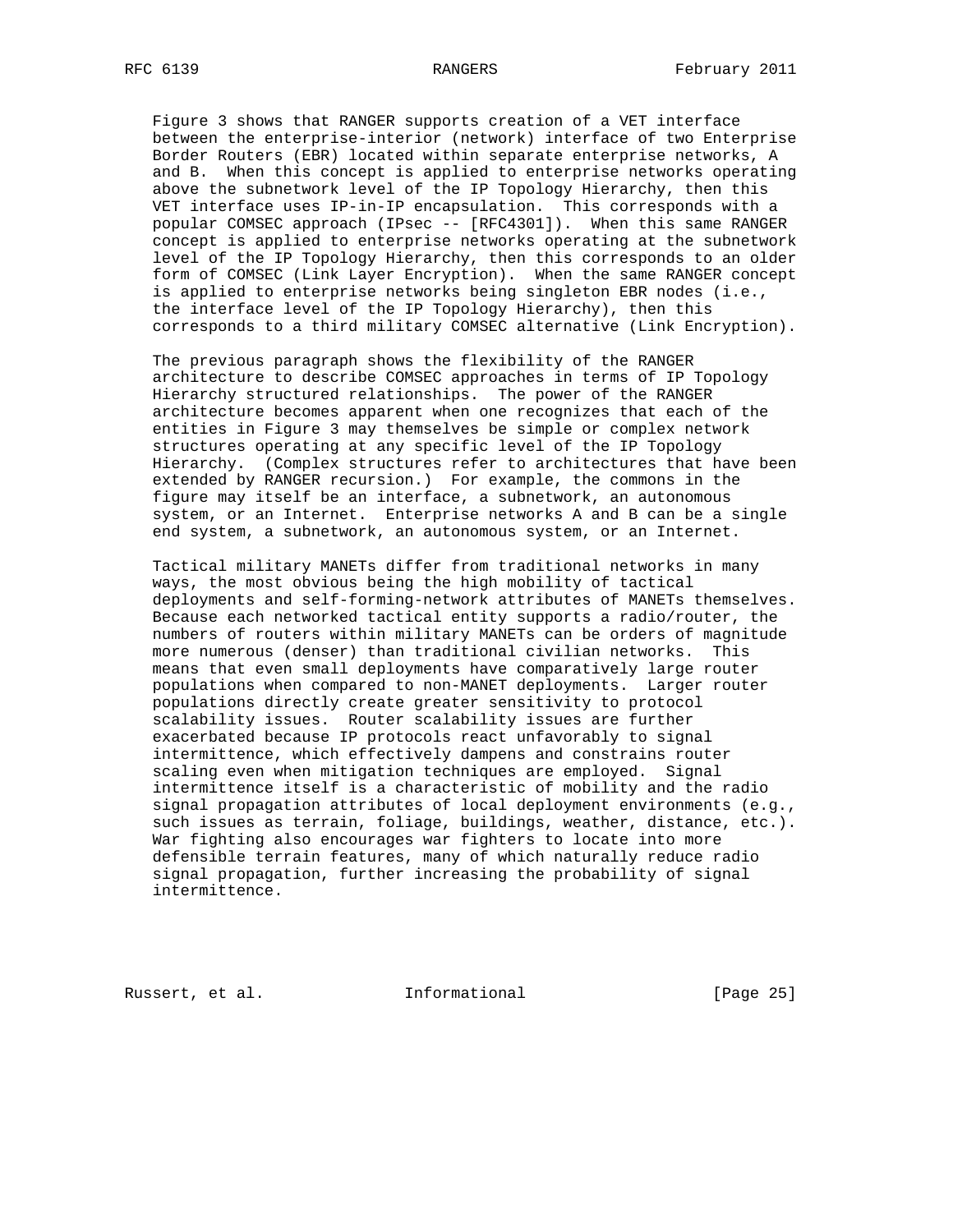Figure 3 shows that RANGER supports creation of a VET interface between the enterprise-interior (network) interface of two Enterprise Border Routers (EBR) located within separate enterprise networks, A and B. When this concept is applied to enterprise networks operating above the subnetwork level of the IP Topology Hierarchy, then this VET interface uses IP-in-IP encapsulation. This corresponds with a popular COMSEC approach (IPsec -- [RFC4301]). When this same RANGER concept is applied to enterprise networks operating at the subnetwork level of the IP Topology Hierarchy, then this corresponds to an older form of COMSEC (Link Layer Encryption). When the same RANGER concept is applied to enterprise networks being singleton EBR nodes (i.e., the interface level of the IP Topology Hierarchy), then this corresponds to a third military COMSEC alternative (Link Encryption).

The previous paragraph shows the flexibility of the RANGER architecture to describe COMSEC approaches in terms of IP Topology Hierarchy structured relationships. The power of the RANGER architecture becomes apparent when one recognizes that each of the entities in Figure 3 may themselves be simple or complex network structures operating at any specific level of the IP Topology Hierarchy. (Complex structures refer to architectures that have been extended by RANGER recursion.) For example, the commons in the figure may itself be an interface, a subnetwork, an autonomous system, or an Internet. Enterprise networks A and B can be a single end system, a subnetwork, an autonomous system, or an Internet.

Tactical military MANETs differ from traditional networks in many ways, the most obvious being the high mobility of tactical deployments and self-forming-network attributes of MANETs themselves. Because each networked tactical entity supports a radio/router, the numbers of routers within military MANETs can be orders of magnitude more numerous (denser) than traditional civilian networks. This means that even small deployments have comparatively large router populations when compared to non-MANET deployments. Larger router populations directly create greater sensitivity to protocol scalability issues. Router scalability issues are further exacerbated because IP protocols react unfavorably to signal intermittence, which effectively dampens and constrains router scaling even when mitigation techniques are employed. Signal intermittence itself is a characteristic of mobility and the radio signal propagation attributes of local deployment environments (e.g., such issues as terrain, foliage, buildings, weather, distance, etc.). War fighting also encourages war fighters to locate into more defensible terrain features, many of which naturally reduce radio signal propagation, further increasing the probability of signal intermittence.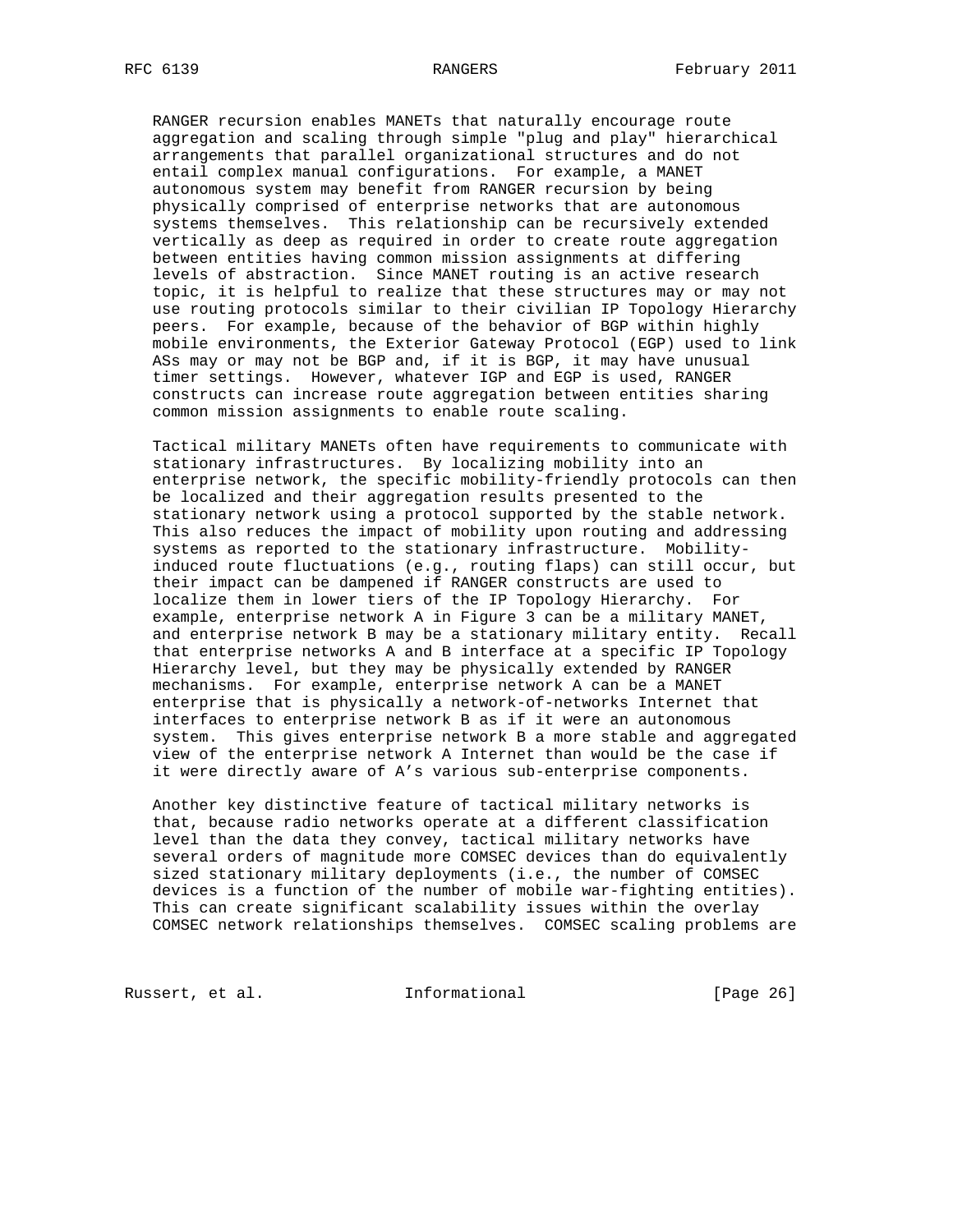RANGER recursion enables MANETs that naturally encourage route aggregation and scaling through simple "plug and play" hierarchical arrangements that parallel organizational structures and do not entail complex manual configurations. For example, a MANET autonomous system may benefit from RANGER recursion by being physically comprised of enterprise networks that are autonomous systems themselves. This relationship can be recursively extended vertically as deep as required in order to create route aggregation between entities having common mission assignments at differing levels of abstraction. Since MANET routing is an active research topic, it is helpful to realize that these structures may or may not use routing protocols similar to their civilian IP Topology Hierarchy peers. For example, because of the behavior of BGP within highly mobile environments, the Exterior Gateway Protocol (EGP) used to link ASs may or may not be BGP and, if it is BGP, it may have unusual timer settings. However, whatever IGP and EGP is used, RANGER constructs can increase route aggregation between entities sharing common mission assignments to enable route scaling.

Tactical military MANETs often have requirements to communicate with stationary infrastructures. By localizing mobility into an enterprise network, the specific mobility-friendly protocols can then be localized and their aggregation results presented to the stationary network using a protocol supported by the stable network. This also reduces the impact of mobility upon routing and addressing systems as reported to the stationary infrastructure. Mobility-induced route fluctuations (e.g., routing flaps) can still occur, but their impact can be dampened if RANGER constructs are used to localize them in lower tiers of the IP Topology Hierarchy. For example, enterprise network A in Figure 3 can be a military MANET, and enterprise network B may be a stationary military entity. Recall that enterprise networks A and B interface at a specific IP Topology Hierarchy level, but they may be physically extended by RANGER mechanisms. For example, enterprise network A can be a MANET enterprise that is physically a network-of-networks Internet that interfaces to enterprise network B as if it were an autonomous system. This gives enterprise network B a more stable and aggregated view of the enterprise network A Internet than would be the case if it were directly aware of A's various sub-enterprise components.

Another key distinctive feature of tactical military networks is that, because radio networks operate at a different classification level than the data they convey, tactical military networks have several orders of magnitude more COMSEC devices than do equivalently sized stationary military deployments (i.e., the number of COMSEC devices is a function of the number of mobile war-fighting entities). This can create significant scalability issues within the overlay COMSEC network relationships themselves. COMSEC scaling problems are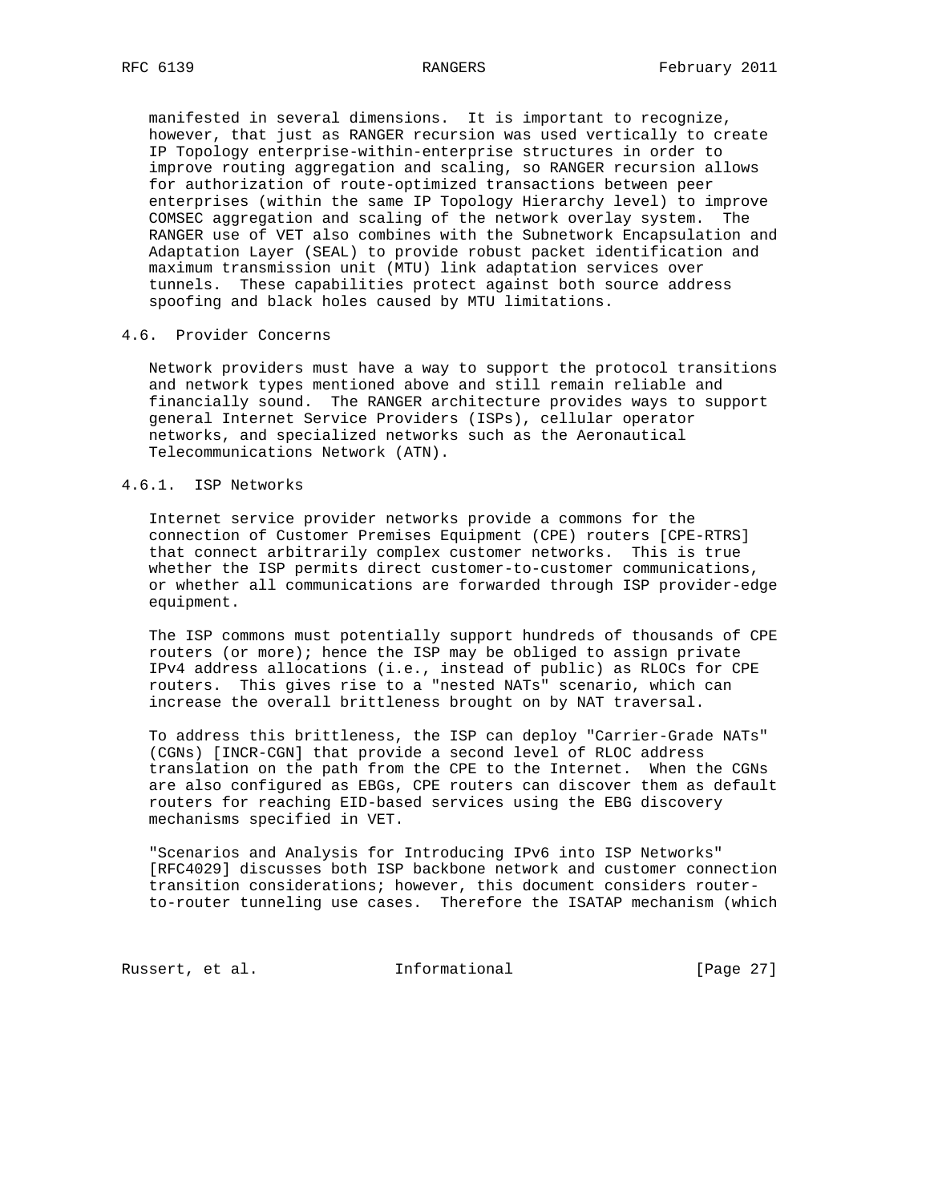manifested in several dimensions. It is important to recognize, however, that just as RANGER recursion was used vertically to create IP Topology enterprise-within-enterprise structures in order to improve routing aggregation and scaling, so RANGER recursion allows for authorization of route-optimized transactions between peer enterprises (within the same IP Topology Hierarchy level) to improve COMSEC aggregation and scaling of the network overlay system. The RANGER use of VET also combines with the Subnetwork Encapsulation and Adaptation Layer (SEAL) to provide robust packet identification and maximum transmission unit (MTU) link adaptation services over tunnels. These capabilities protect against both source address spoofing and black holes caused by MTU limitations.

### 4.6. Provider Concerns

Network providers must have a way to support the protocol transitions and network types mentioned above and still remain reliable and financially sound. The RANGER architecture provides ways to support general Internet Service Providers (ISPs), cellular operator networks, and specialized networks such as the Aeronautical Telecommunications Network (ATN).

#### 4.6.1. ISP Networks

Internet service provider networks provide a commons for the connection of Customer Premises Equipment (CPE) routers [CPE-RTRS] that connect arbitrarily complex customer networks. This is true whether the ISP permits direct customer-to-customer communications, or whether all communications are forwarded through ISP provider-edge equipment.

The ISP commons must potentially support hundreds of thousands of CPE routers (or more); hence the ISP may be obliged to assign private IPv4 address allocations (i.e., instead of public) as RLOCs for CPE routers. This gives rise to a "nested NATs" scenario, which can increase the overall brittleness brought on by NAT traversal.

To address this brittleness, the ISP can deploy "Carrier-Grade NATs" (CGNs) [INCR-CGN] that provide a second level of RLOC address translation on the path from the CPE to the Internet. When the CGNs are also configured as EBGs, CPE routers can discover them as default routers for reaching EID-based services using the EBG discovery mechanisms specified in VET.

"Scenarios and Analysis for Introducing IPv6 into ISP Networks" [RFC4029] discusses both ISP backbone network and customer connection transition considerations; however, this document considers router-to-router tunneling use cases. Therefore the ISATAP mechanism (which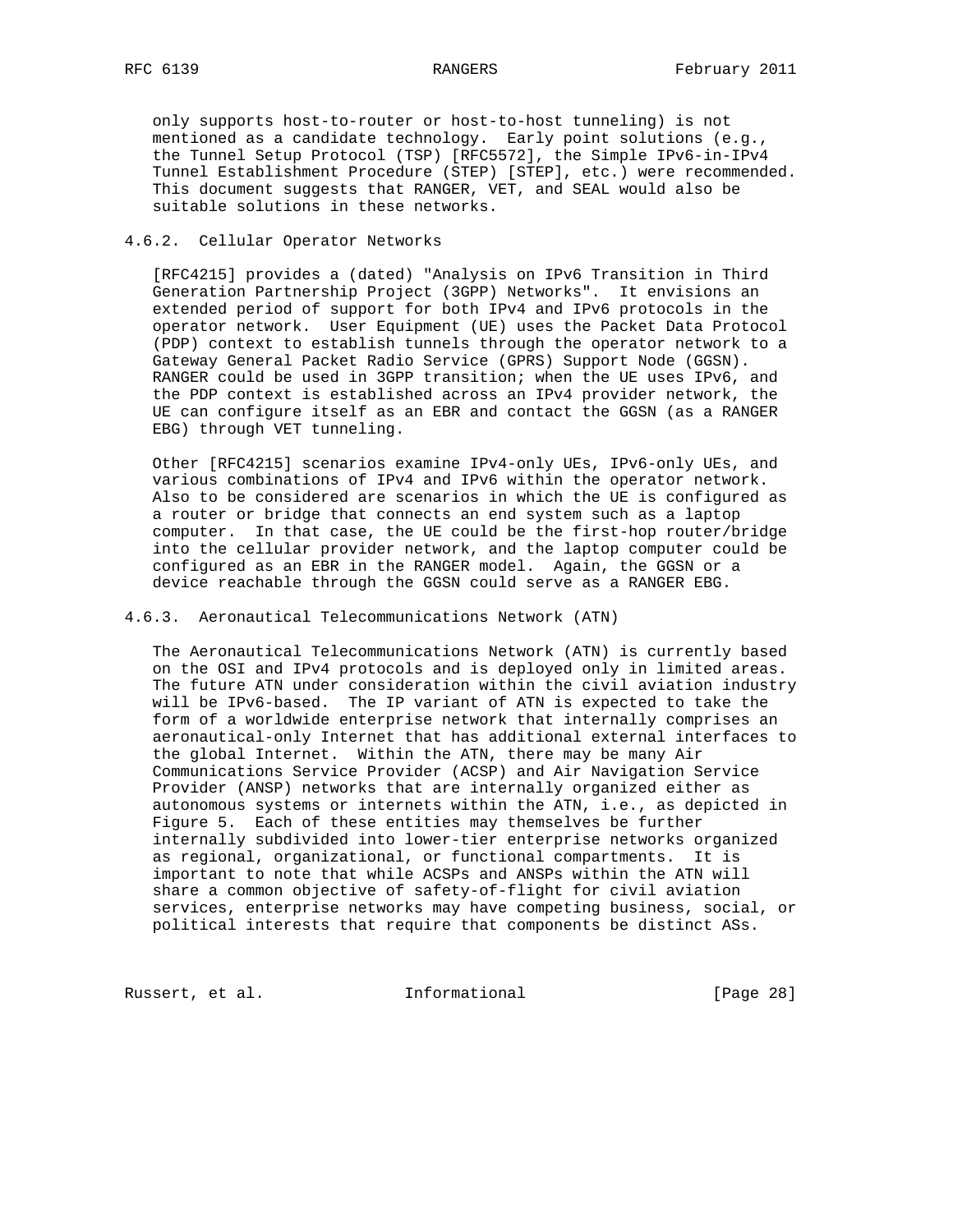only supports host-to-router or host-to-host tunneling) is not mentioned as a candidate technology. Early point solutions (e.g., the Tunnel Setup Protocol (TSP) [RFC5572], the Simple IPv6-in-IPv4 Tunnel Establishment Procedure (STEP) [STEP], etc.) were recommended. This document suggests that RANGER, VET, and SEAL would also be suitable solutions in these networks.

### 4.6.2. Cellular Operator Networks

[RFC4215] provides a (dated) "Analysis on IPv6 Transition in Third Generation Partnership Project (3GPP) Networks". It envisions an extended period of support for both IPv4 and IPv6 protocols in the operator network. User Equipment (UE) uses the Packet Data Protocol (PDP) context to establish tunnels through the operator network to a Gateway General Packet Radio Service (GPRS) Support Node (GGSN). RANGER could be used in 3GPP transition; when the UE uses IPv6, and the PDP context is established across an IPv4 provider network, the UE can configure itself as an EBR and contact the GGSN (as a RANGER EBG) through VET tunneling.

Other [RFC4215] scenarios examine IPv4-only UEs, IPv6-only UEs, and various combinations of IPv4 and IPv6 within the operator network. Also to be considered are scenarios in which the UE is configured as a router or bridge that connects an end system such as a laptop computer. In that case, the UE could be the first-hop router/bridge into the cellular provider network, and the laptop computer could be configured as an EBR in the RANGER model. Again, the GGSN or a device reachable through the GGSN could serve as a RANGER EBG.

### 4.6.3. Aeronautical Telecommunications Network (ATN)

The Aeronautical Telecommunications Network (ATN) is currently based on the OSI and IPv4 protocols and is deployed only in limited areas. The future ATN under consideration within the civil aviation industry will be IPv6-based. The IP variant of ATN is expected to take the form of a worldwide enterprise network that internally comprises an aeronautical-only Internet that has additional external interfaces to the global Internet. Within the ATN, there may be many Air Communications Service Provider (ACSP) and Air Navigation Service Provider (ANSP) networks that are internally organized either as autonomous systems or internets within the ATN, i.e., as depicted in Figure 5. Each of these entities may themselves be further internally subdivided into lower-tier enterprise networks organized as regional, organizational, or functional compartments. It is important to note that while ACSPs and ANSPs within the ATN will share a common objective of safety-of-flight for civil aviation services, enterprise networks may have competing business, social, or political interests that require that components be distinct ASs.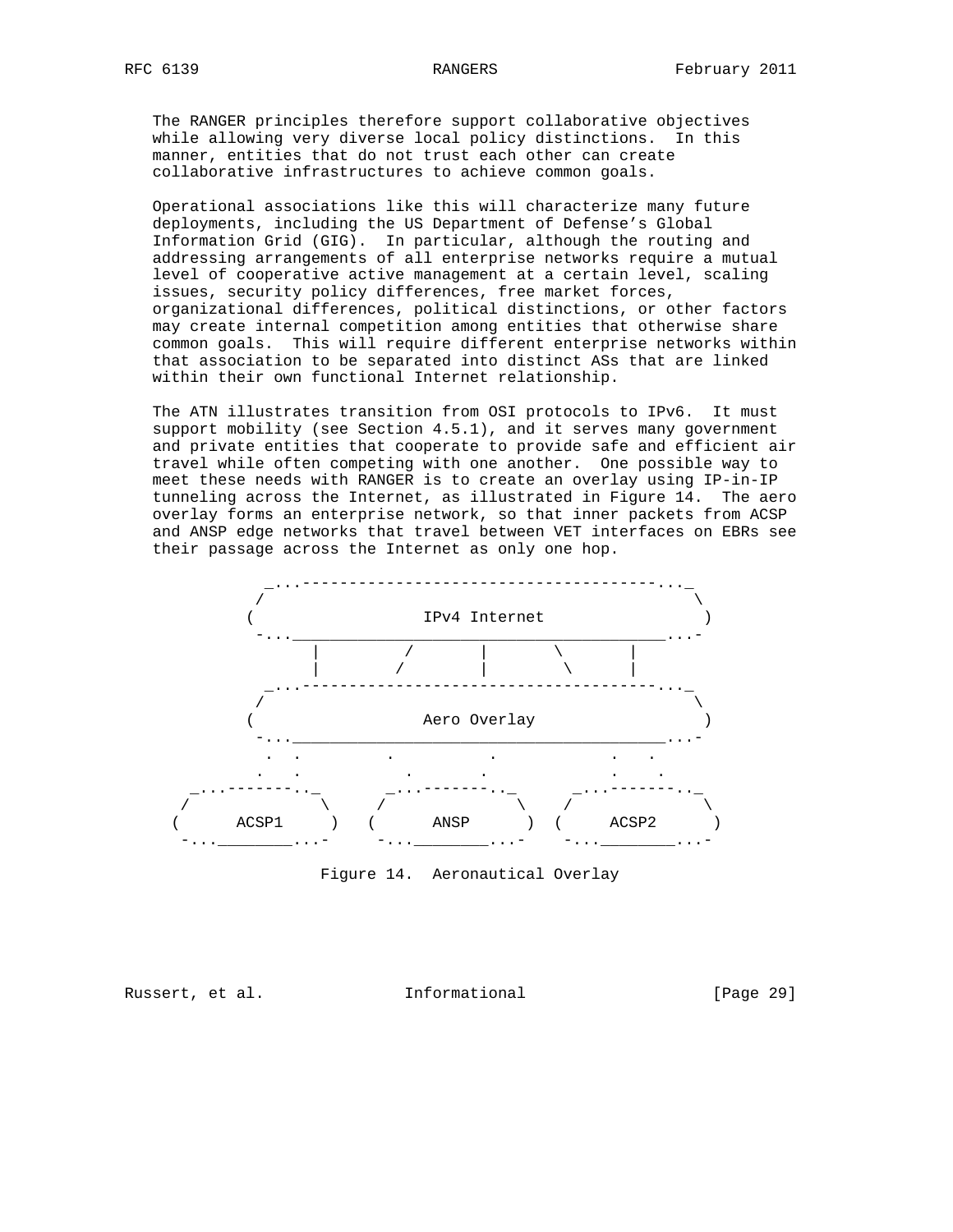The RANGER principles therefore support collaborative objectives while allowing very diverse local policy distinctions. In this manner, entities that do not trust each other can create collaborative infrastructures to achieve common goals.

Operational associations like this will characterize many future deployments, including the US Department of Defense's Global Information Grid (GIG). In particular, although the routing and addressing arrangements of all enterprise networks require a mutual level of cooperative active management at a certain level, scaling issues, security policy differences, free market forces, organizational differences, political distinctions, or other factors may create internal competition among entities that otherwise share common goals. This will require different enterprise networks within that association to be separated into distinct ASs that are linked within their own functional Internet relationship.

The ATN illustrates transition from OSI protocols to IPv6. It must support mobility (see Section 4.5.1), and it serves many government and private entities that cooperate to provide safe and efficient air travel while often competing with one another. One possible way to meet these needs with RANGER is to create an overlay using IP-in-IP tunneling across the Internet, as illustrated in Figure 14. The aero overlay forms an enterprise network, so that inner packets from ACSP and ANSP edge networks that travel between VET interfaces on EBRs see their passage across the Internet as only one hop.

```
          _...-----------------------------------------..._
         /                                                 \
        (                    IPv4 Internet                  )
         -...____________________________________________...-
              |          /          |          \         |
              |         /           |           \        |
          _...-----------------------------------------..._
         /                                                 \
        (                    Aero Overlay                   )
         -...____________________________________________...-
           .   .         .          .             .   .
          .    .          .        .             .     .
    _...--------.._     _...--------.._     _...--------.._
   /               \   /               \   /               \
  (      ACSP1      ) (      ANSP       ) (      ACSP2      )
   -...________...-    -...________...-    -...________...-
```

Figure 14. Aeronautical Overlay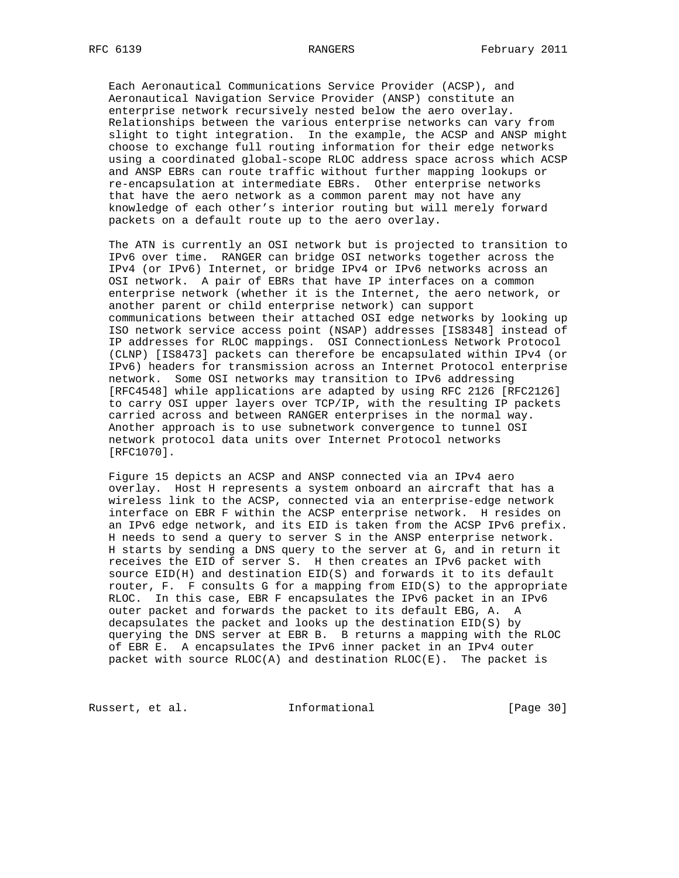Each Aeronautical Communications Service Provider (ACSP), and Aeronautical Navigation Service Provider (ANSP) constitute an enterprise network recursively nested below the aero overlay. Relationships between the various enterprise networks can vary from slight to tight integration. In the example, the ACSP and ANSP might choose to exchange full routing information for their edge networks using a coordinated global-scope RLOC address space across which ACSP and ANSP EBRs can route traffic without further mapping lookups or re-encapsulation at intermediate EBRs. Other enterprise networks that have the aero network as a common parent may not have any knowledge of each other's interior routing but will merely forward packets on a default route up to the aero overlay.

The ATN is currently an OSI network but is projected to transition to IPv6 over time. RANGER can bridge OSI networks together across the IPv4 (or IPv6) Internet, or bridge IPv4 or IPv6 networks across an OSI network. A pair of EBRs that have IP interfaces on a common enterprise network (whether it is the Internet, the aero network, or another parent or child enterprise network) can support communications between their attached OSI edge networks by looking up ISO network service access point (NSAP) addresses [IS8348] instead of IP addresses for RLOC mappings. OSI ConnectionLess Network Protocol (CLNP) [IS8473] packets can therefore be encapsulated within IPv4 (or IPv6) headers for transmission across an Internet Protocol enterprise network. Some OSI networks may transition to IPv6 addressing [RFC4548] while applications are adapted by using RFC 2126 [RFC2126] to carry OSI upper layers over TCP/IP, with the resulting IP packets carried across and between RANGER enterprises in the normal way. Another approach is to use subnetwork convergence to tunnel OSI network protocol data units over Internet Protocol networks [RFC1070].

Figure 15 depicts an ACSP and ANSP connected via an IPv4 aero overlay. Host H represents a system onboard an aircraft that has a wireless link to the ACSP, connected via an enterprise-edge network interface on EBR F within the ACSP enterprise network. H resides on an IPv6 edge network, and its EID is taken from the ACSP IPv6 prefix. H needs to send a query to server S in the ANSP enterprise network. H starts by sending a DNS query to the server at G, and in return it receives the EID of server S. H then creates an IPv6 packet with source EID(H) and destination EID(S) and forwards it to its default router, F. F consults G for a mapping from EID(S) to the appropriate RLOC. In this case, EBR F encapsulates the IPv6 packet in an IPv6 outer packet and forwards the packet to its default EBG, A. A decapsulates the packet and looks up the destination EID(S) by querying the DNS server at EBR B. B returns a mapping with the RLOC of EBR E. A encapsulates the IPv6 inner packet in an IPv4 outer packet with source RLOC(A) and destination RLOC(E). The packet is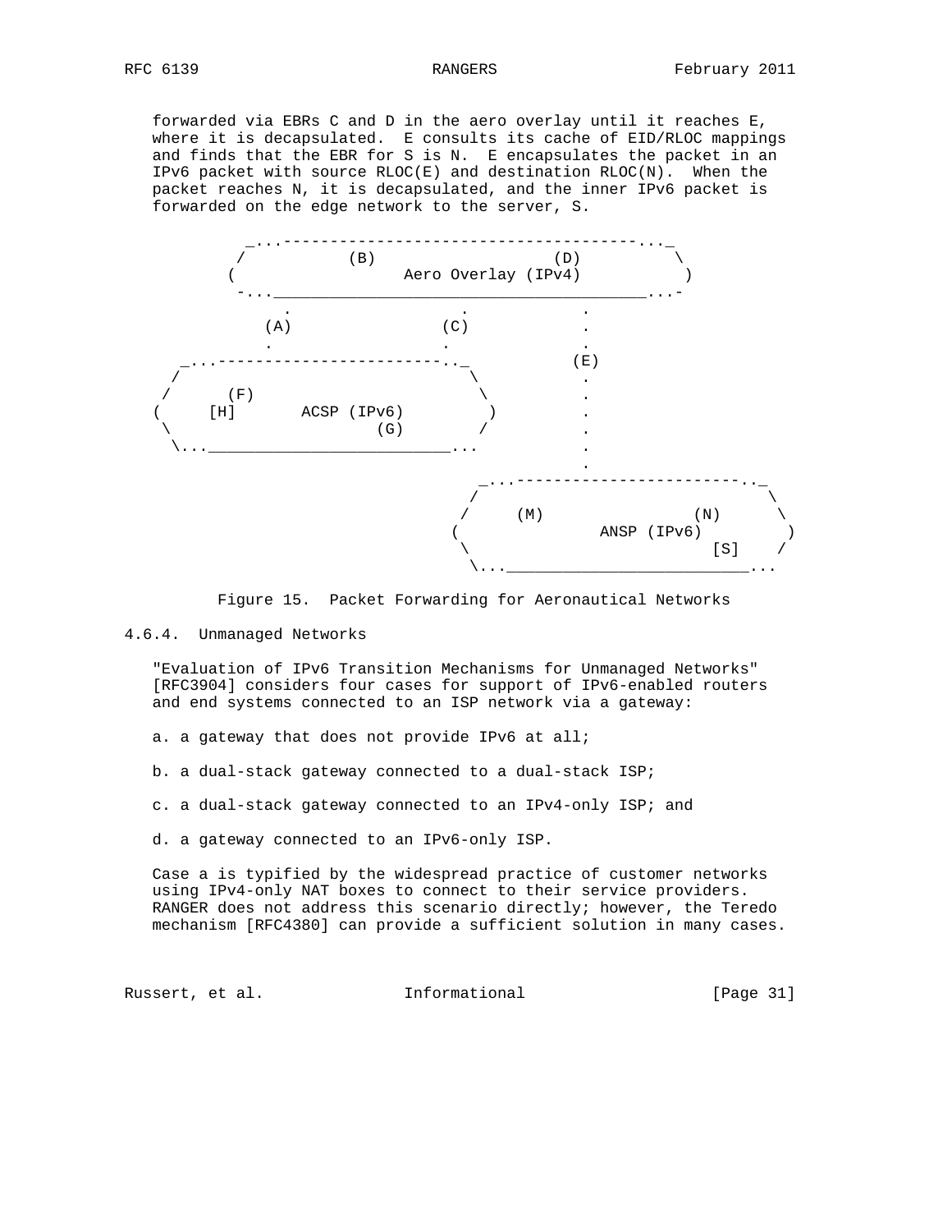forwarded via EBRs C and D in the aero overlay until it reaches E, where it is decapsulated. E consults its cache of EID/RLOC mappings and finds that the EBR for S is N. E encapsulates the packet in an IPv6 packet with source RLOC(E) and destination RLOC(N). When the packet reaches N, it is decapsulated, and the inner IPv6 packet is forwarded on the edge network to the server, S.

```
              _...-------------------------------------..._
             /          (B)                    (D)         \
            (                   Aero Overlay (IPv4)         )
             -...______________________________________...-
                  .                .           .
                 (A)              (C)          .
                  .                .           .
         _...-------------------------.._     (E)
        /                              \       .
       /      (F)                       \      .
      (     [H]       ACSP (IPv6)        )     .
       \                    (G)         /      .
        \...__________________________...      .
                                               .
                                   _...------------------------.._
                                  /                               \
                                 /     (M)                (N)      \
                                (                ANSP (IPv6)        )
                                 \                          [S]    /
                                  \...__________________________...
```

Figure 15. Packet Forwarding for Aeronautical Networks

### 4.6.4. Unmanaged Networks

"Evaluation of IPv6 Transition Mechanisms for Unmanaged Networks" [RFC3904] considers four cases for support of IPv6-enabled routers and end systems connected to an ISP network via a gateway:

a. a gateway that does not provide IPv6 at all;

b. a dual-stack gateway connected to a dual-stack ISP;

c. a dual-stack gateway connected to an IPv4-only ISP; and

d. a gateway connected to an IPv6-only ISP.

Case a is typified by the widespread practice of customer networks using IPv4-only NAT boxes to connect to their service providers. RANGER does not address this scenario directly; however, the Teredo mechanism [RFC4380] can provide a sufficient solution in many cases.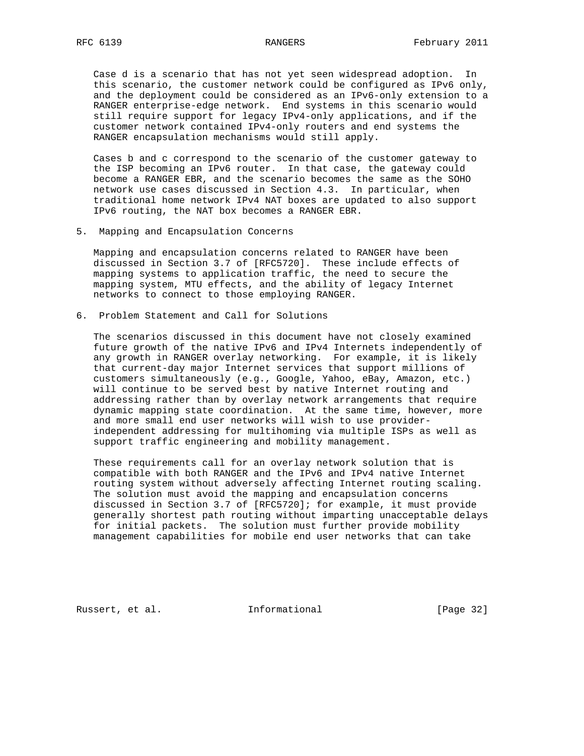Case d is a scenario that has not yet seen widespread adoption. In this scenario, the customer network could be configured as IPv6 only, and the deployment could be considered as an IPv6-only extension to a RANGER enterprise-edge network. End systems in this scenario would still require support for legacy IPv4-only applications, and if the customer network contained IPv4-only routers and end systems the RANGER encapsulation mechanisms would still apply.

Cases b and c correspond to the scenario of the customer gateway to the ISP becoming an IPv6 router. In that case, the gateway could become a RANGER EBR, and the scenario becomes the same as the SOHO network use cases discussed in Section 4.3. In particular, when traditional home network IPv4 NAT boxes are updated to also support IPv6 routing, the NAT box becomes a RANGER EBR.

## 5. Mapping and Encapsulation Concerns

Mapping and encapsulation concerns related to RANGER have been discussed in Section 3.7 of [RFC5720]. These include effects of mapping systems to application traffic, the need to secure the mapping system, MTU effects, and the ability of legacy Internet networks to connect to those employing RANGER.

## 6. Problem Statement and Call for Solutions

The scenarios discussed in this document have not closely examined future growth of the native IPv6 and IPv4 Internets independently of any growth in RANGER overlay networking. For example, it is likely that current-day major Internet services that support millions of customers simultaneously (e.g., Google, Yahoo, eBay, Amazon, etc.) will continue to be served best by native Internet routing and addressing rather than by overlay network arrangements that require dynamic mapping state coordination. At the same time, however, more and more small end user networks will wish to use provider-independent addressing for multihoming via multiple ISPs as well as support traffic engineering and mobility management.

These requirements call for an overlay network solution that is compatible with both RANGER and the IPv6 and IPv4 native Internet routing system without adversely affecting Internet routing scaling. The solution must avoid the mapping and encapsulation concerns discussed in Section 3.7 of [RFC5720]; for example, it must provide generally shortest path routing without imparting unacceptable delays for initial packets. The solution must further provide mobility management capabilities for mobile end user networks that can take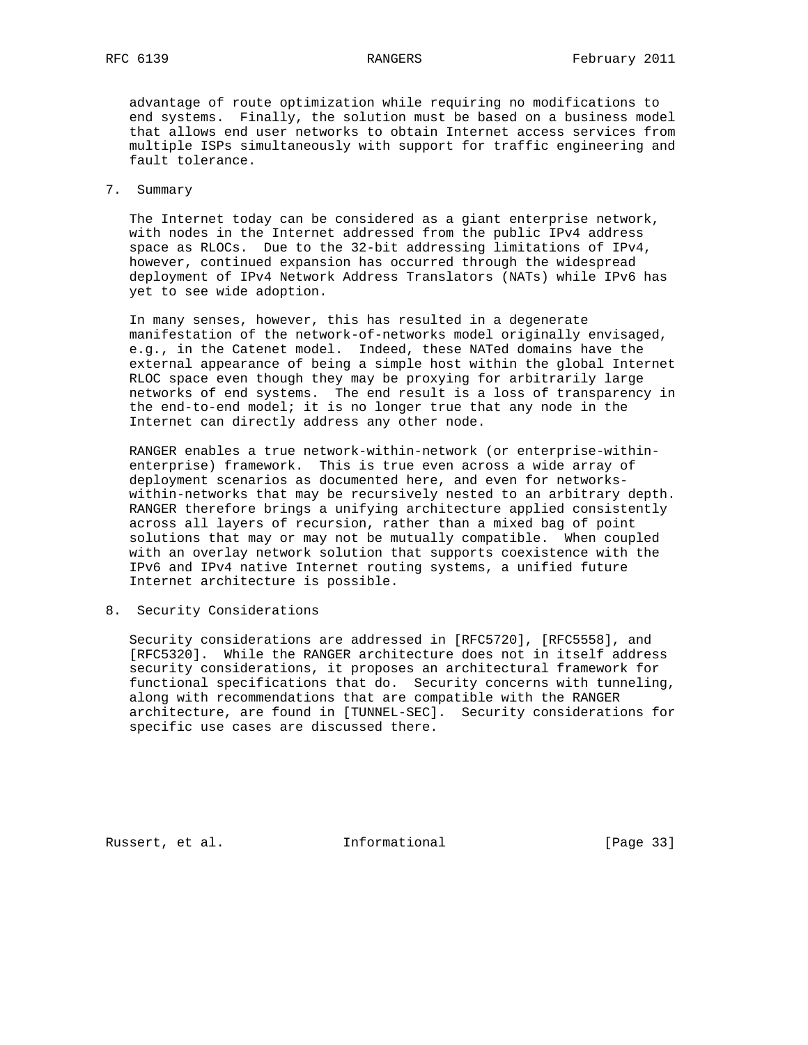advantage of route optimization while requiring no modifications to end systems. Finally, the solution must be based on a business model that allows end user networks to obtain Internet access services from multiple ISPs simultaneously with support for traffic engineering and fault tolerance.

## 7. Summary

The Internet today can be considered as a giant enterprise network, with nodes in the Internet addressed from the public IPv4 address space as RLOCs. Due to the 32-bit addressing limitations of IPv4, however, continued expansion has occurred through the widespread deployment of IPv4 Network Address Translators (NATs) while IPv6 has yet to see wide adoption.

In many senses, however, this has resulted in a degenerate manifestation of the network-of-networks model originally envisaged, e.g., in the Catenet model. Indeed, these NATed domains have the external appearance of being a simple host within the global Internet RLOC space even though they may be proxying for arbitrarily large networks of end systems. The end result is a loss of transparency in the end-to-end model; it is no longer true that any node in the Internet can directly address any other node.

RANGER enables a true network-within-network (or enterprise-within-enterprise) framework. This is true even across a wide array of deployment scenarios as documented here, and even for networks-within-networks that may be recursively nested to an arbitrary depth. RANGER therefore brings a unifying architecture applied consistently across all layers of recursion, rather than a mixed bag of point solutions that may or may not be mutually compatible. When coupled with an overlay network solution that supports coexistence with the IPv6 and IPv4 native Internet routing systems, a unified future Internet architecture is possible.

## 8. Security Considerations

Security considerations are addressed in [RFC5720], [RFC5558], and [RFC5320]. While the RANGER architecture does not in itself address security considerations, it proposes an architectural framework for functional specifications that do. Security concerns with tunneling, along with recommendations that are compatible with the RANGER architecture, are found in [TUNNEL-SEC]. Security considerations for specific use cases are discussed there.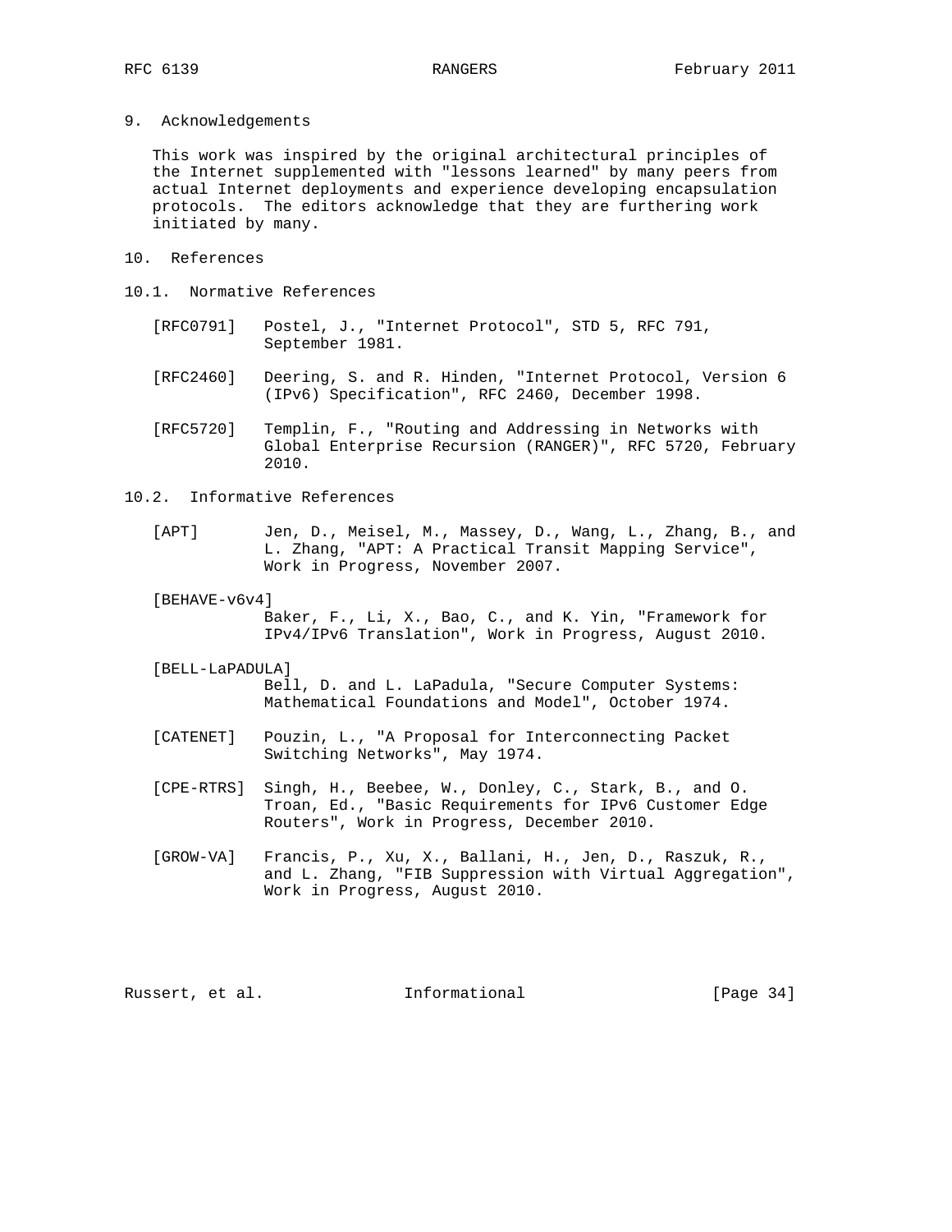## 9. Acknowledgements

This work was inspired by the original architectural principles of the Internet supplemented with "lessons learned" by many peers from actual Internet deployments and experience developing encapsulation protocols. The editors acknowledge that they are furthering work initiated by many.

## 10. References

### 10.1. Normative References

[RFC0791] Postel, J., "Internet Protocol", STD 5, RFC 791, September 1981.

[RFC2460] Deering, S. and R. Hinden, "Internet Protocol, Version 6 (IPv6) Specification", RFC 2460, December 1998.

[RFC5720] Templin, F., "Routing and Addressing in Networks with Global Enterprise Recursion (RANGER)", RFC 5720, February 2010.

### 10.2. Informative References

[APT] Jen, D., Meisel, M., Massey, D., Wang, L., Zhang, B., and L. Zhang, "APT: A Practical Transit Mapping Service", Work in Progress, November 2007.

[BEHAVE-v6v4] Baker, F., Li, X., Bao, C., and K. Yin, "Framework for IPv4/IPv6 Translation", Work in Progress, August 2010.

[BELL-LaPADULA] Bell, D. and L. LaPadula, "Secure Computer Systems: Mathematical Foundations and Model", October 1974.

[CATENET] Pouzin, L., "A Proposal for Interconnecting Packet Switching Networks", May 1974.

[CPE-RTRS] Singh, H., Beebee, W., Donley, C., Stark, B., and O. Troan, Ed., "Basic Requirements for IPv6 Customer Edge Routers", Work in Progress, December 2010.

[GROW-VA] Francis, P., Xu, X., Ballani, H., Jen, D., Raszuk, R., and L. Zhang, "FIB Suppression with Virtual Aggregation", Work in Progress, August 2010.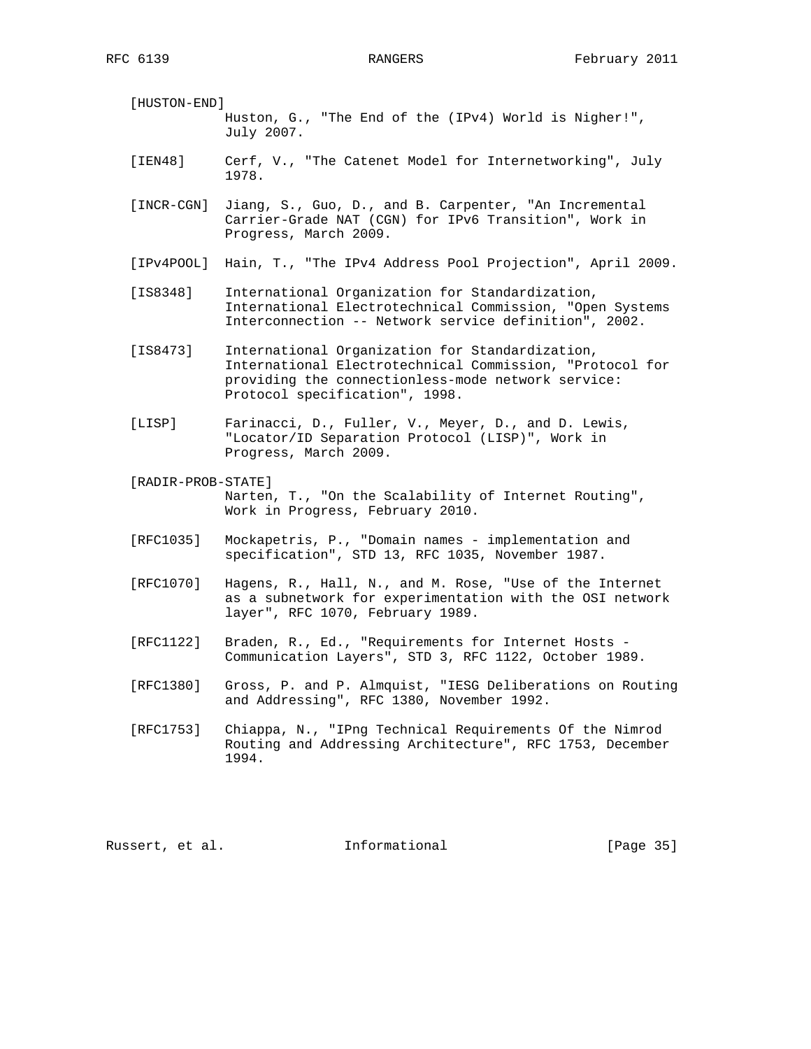[HUSTON-END]
Huston, G., "The End of the (IPv4) World is Nigher!", July 2007.

[IEN48] Cerf, V., "The Catenet Model for Internetworking", July 1978.

[INCR-CGN] Jiang, S., Guo, D., and B. Carpenter, "An Incremental Carrier-Grade NAT (CGN) for IPv6 Transition", Work in Progress, March 2009.

[IPv4POOL] Hain, T., "The IPv4 Address Pool Projection", April 2009.

[IS8348] International Organization for Standardization, International Electrotechnical Commission, "Open Systems Interconnection -- Network service definition", 2002.

[IS8473] International Organization for Standardization, International Electrotechnical Commission, "Protocol for providing the connectionless-mode network service: Protocol specification", 1998.

[LISP] Farinacci, D., Fuller, V., Meyer, D., and D. Lewis, "Locator/ID Separation Protocol (LISP)", Work in Progress, March 2009.

[RADIR-PROB-STATE]
Narten, T., "On the Scalability of Internet Routing", Work in Progress, February 2010.

[RFC1035] Mockapetris, P., "Domain names - implementation and specification", STD 13, RFC 1035, November 1987.

[RFC1070] Hagens, R., Hall, N., and M. Rose, "Use of the Internet as a subnetwork for experimentation with the OSI network layer", RFC 1070, February 1989.

[RFC1122] Braden, R., Ed., "Requirements for Internet Hosts - Communication Layers", STD 3, RFC 1122, October 1989.

[RFC1380] Gross, P. and P. Almquist, "IESG Deliberations on Routing and Addressing", RFC 1380, November 1992.

[RFC1753] Chiappa, N., "IPng Technical Requirements Of the Nimrod Routing and Addressing Architecture", RFC 1753, December 1994.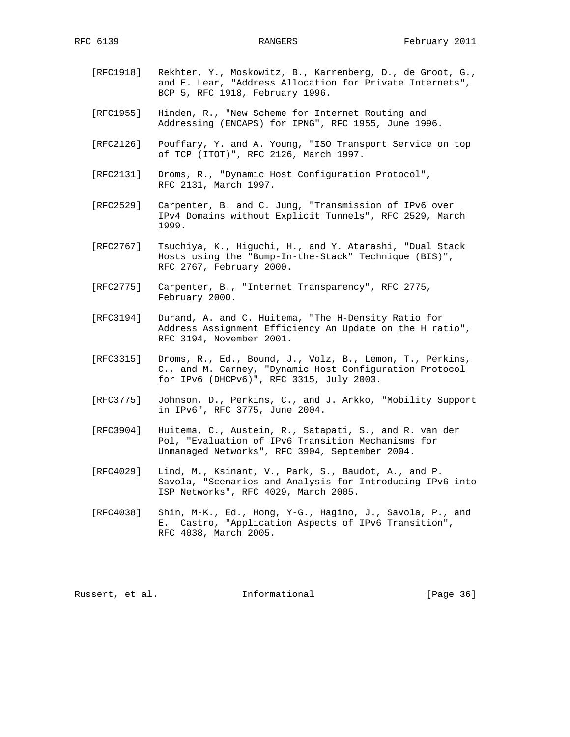[RFC1918] Rekhter, Y., Moskowitz, B., Karrenberg, D., de Groot, G., and E. Lear, "Address Allocation for Private Internets", BCP 5, RFC 1918, February 1996.

[RFC1955] Hinden, R., "New Scheme for Internet Routing and Addressing (ENCAPS) for IPNG", RFC 1955, June 1996.

[RFC2126] Pouffary, Y. and A. Young, "ISO Transport Service on top of TCP (ITOT)", RFC 2126, March 1997.

[RFC2131] Droms, R., "Dynamic Host Configuration Protocol", RFC 2131, March 1997.

[RFC2529] Carpenter, B. and C. Jung, "Transmission of IPv6 over IPv4 Domains without Explicit Tunnels", RFC 2529, March 1999.

[RFC2767] Tsuchiya, K., Higuchi, H., and Y. Atarashi, "Dual Stack Hosts using the "Bump-In-the-Stack" Technique (BIS)", RFC 2767, February 2000.

[RFC2775] Carpenter, B., "Internet Transparency", RFC 2775, February 2000.

[RFC3194] Durand, A. and C. Huitema, "The H-Density Ratio for Address Assignment Efficiency An Update on the H ratio", RFC 3194, November 2001.

[RFC3315] Droms, R., Ed., Bound, J., Volz, B., Lemon, T., Perkins, C., and M. Carney, "Dynamic Host Configuration Protocol for IPv6 (DHCPv6)", RFC 3315, July 2003.

[RFC3775] Johnson, D., Perkins, C., and J. Arkko, "Mobility Support in IPv6", RFC 3775, June 2004.

[RFC3904] Huitema, C., Austein, R., Satapati, S., and R. van der Pol, "Evaluation of IPv6 Transition Mechanisms for Unmanaged Networks", RFC 3904, September 2004.

[RFC4029] Lind, M., Ksinant, V., Park, S., Baudot, A., and P. Savola, "Scenarios and Analysis for Introducing IPv6 into ISP Networks", RFC 4029, March 2005.

[RFC4038] Shin, M-K., Ed., Hong, Y-G., Hagino, J., Savola, P., and E. Castro, "Application Aspects of IPv6 Transition", RFC 4038, March 2005.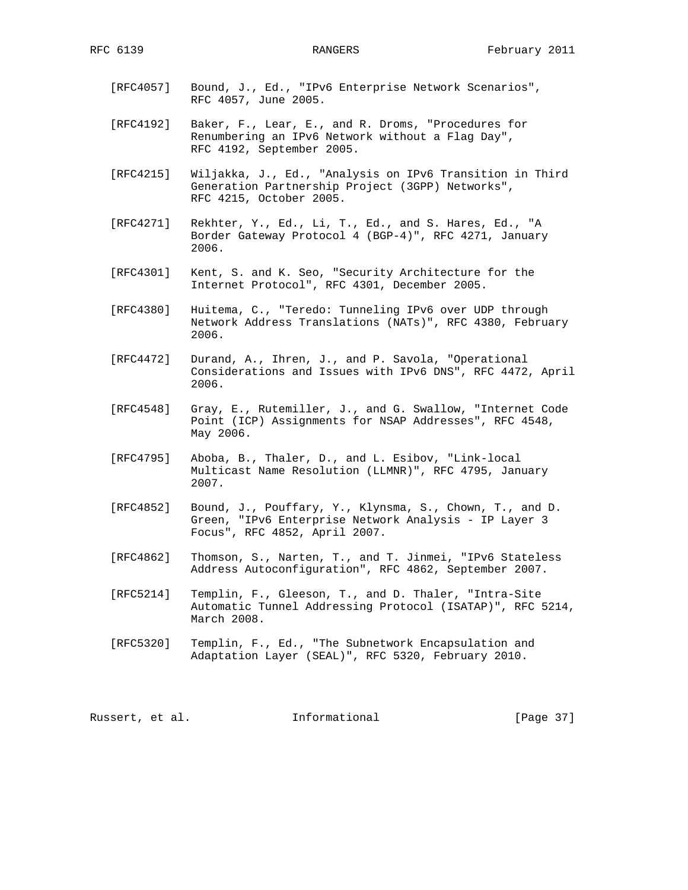[RFC4057] Bound, J., Ed., "IPv6 Enterprise Network Scenarios", RFC 4057, June 2005.

[RFC4192] Baker, F., Lear, E., and R. Droms, "Procedures for Renumbering an IPv6 Network without a Flag Day", RFC 4192, September 2005.

[RFC4215] Wiljakka, J., Ed., "Analysis on IPv6 Transition in Third Generation Partnership Project (3GPP) Networks", RFC 4215, October 2005.

[RFC4271] Rekhter, Y., Ed., Li, T., Ed., and S. Hares, Ed., "A Border Gateway Protocol 4 (BGP-4)", RFC 4271, January 2006.

[RFC4301] Kent, S. and K. Seo, "Security Architecture for the Internet Protocol", RFC 4301, December 2005.

[RFC4380] Huitema, C., "Teredo: Tunneling IPv6 over UDP through Network Address Translations (NATs)", RFC 4380, February 2006.

[RFC4472] Durand, A., Ihren, J., and P. Savola, "Operational Considerations and Issues with IPv6 DNS", RFC 4472, April 2006.

[RFC4548] Gray, E., Rutemiller, J., and G. Swallow, "Internet Code Point (ICP) Assignments for NSAP Addresses", RFC 4548, May 2006.

[RFC4795] Aboba, B., Thaler, D., and L. Esibov, "Link-local Multicast Name Resolution (LLMNR)", RFC 4795, January 2007.

[RFC4852] Bound, J., Pouffary, Y., Klynsma, S., Chown, T., and D. Green, "IPv6 Enterprise Network Analysis - IP Layer 3 Focus", RFC 4852, April 2007.

[RFC4862] Thomson, S., Narten, T., and T. Jinmei, "IPv6 Stateless Address Autoconfiguration", RFC 4862, September 2007.

[RFC5214] Templin, F., Gleeson, T., and D. Thaler, "Intra-Site Automatic Tunnel Addressing Protocol (ISATAP)", RFC 5214, March 2008.

[RFC5320] Templin, F., Ed., "The Subnetwork Encapsulation and Adaptation Layer (SEAL)", RFC 5320, February 2010.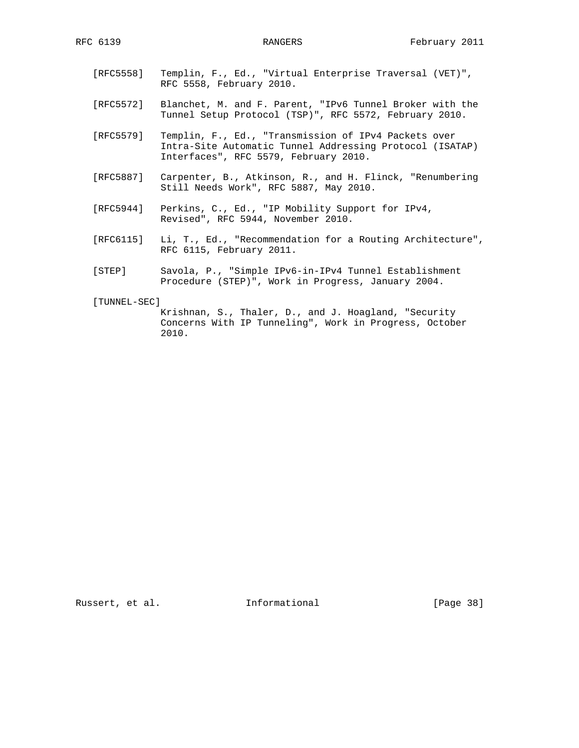[RFC5558] Templin, F., Ed., "Virtual Enterprise Traversal (VET)", RFC 5558, February 2010.

[RFC5572] Blanchet, M. and F. Parent, "IPv6 Tunnel Broker with the Tunnel Setup Protocol (TSP)", RFC 5572, February 2010.

[RFC5579] Templin, F., Ed., "Transmission of IPv4 Packets over Intra-Site Automatic Tunnel Addressing Protocol (ISATAP) Interfaces", RFC 5579, February 2010.

[RFC5887] Carpenter, B., Atkinson, R., and H. Flinck, "Renumbering Still Needs Work", RFC 5887, May 2010.

[RFC5944] Perkins, C., Ed., "IP Mobility Support for IPv4, Revised", RFC 5944, November 2010.

[RFC6115] Li, T., Ed., "Recommendation for a Routing Architecture", RFC 6115, February 2011.

[STEP] Savola, P., "Simple IPv6-in-IPv4 Tunnel Establishment Procedure (STEP)", Work in Progress, January 2004.

[TUNNEL-SEC] Krishnan, S., Thaler, D., and J. Hoagland, "Security Concerns With IP Tunneling", Work in Progress, October 2010.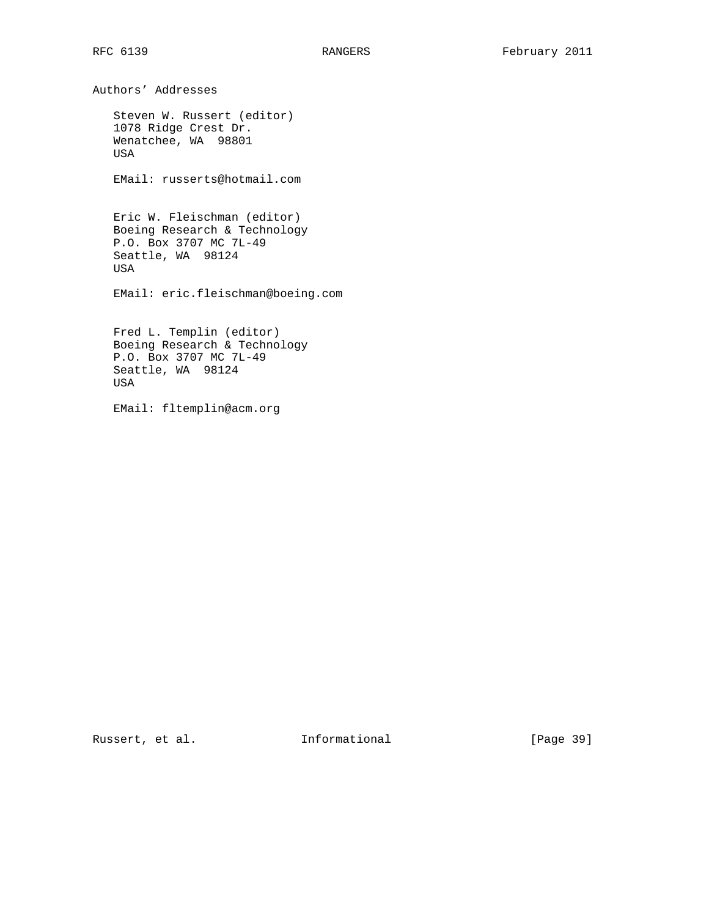## Authors' Addresses

Steven W. Russert (editor)
1078 Ridge Crest Dr.
Wenatchee, WA  98801
USA

EMail: russerts@hotmail.com

Eric W. Fleischman (editor)
Boeing Research & Technology
P.O. Box 3707 MC 7L-49
Seattle, WA  98124
USA

EMail: eric.fleischman@boeing.com

Fred L. Templin (editor)
Boeing Research & Technology
P.O. Box 3707 MC 7L-49
Seattle, WA  98124
USA

EMail: fltemplin@acm.org